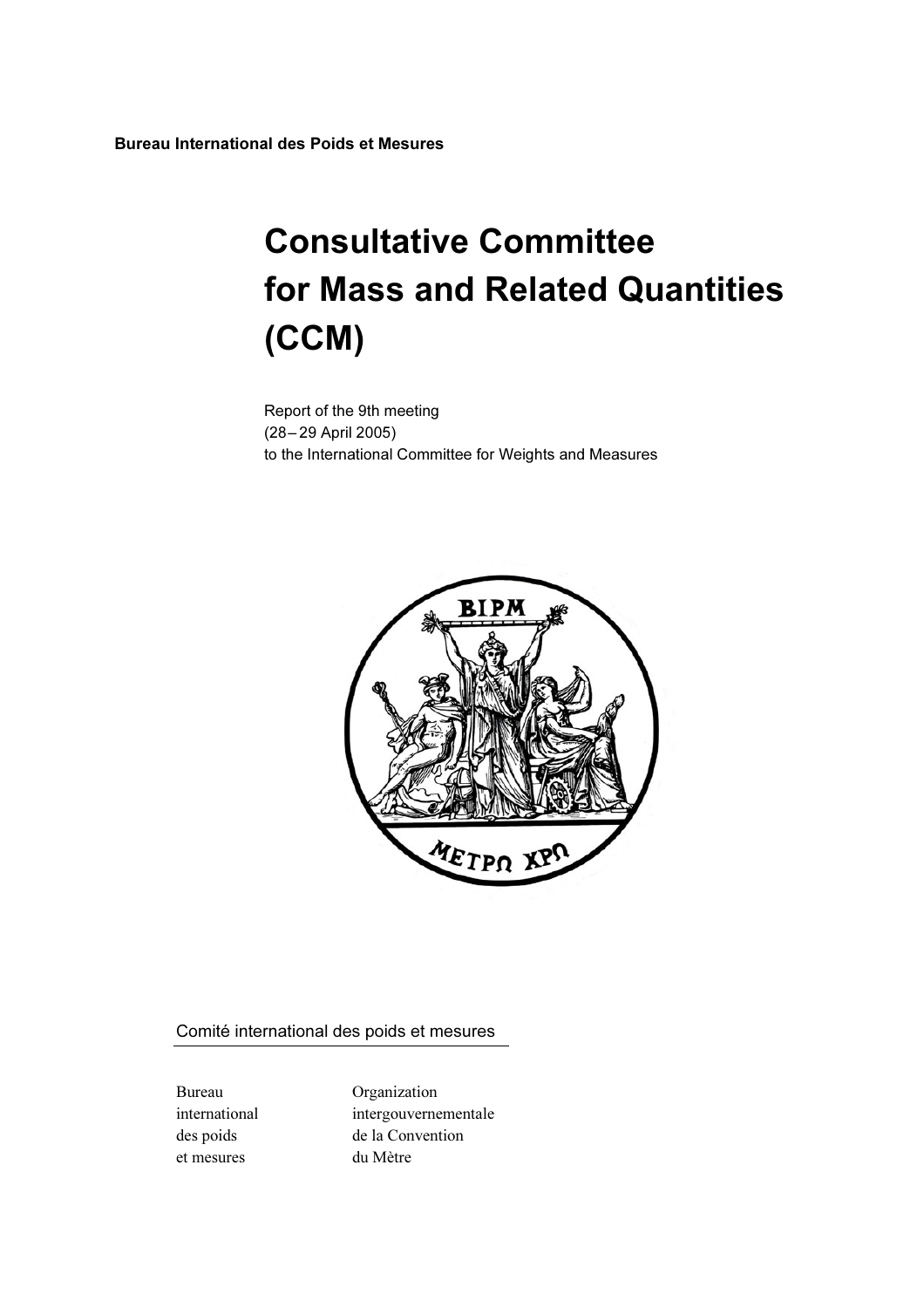**Bureau International des Poids et Mesures**

# Consultative Committee for Mass and Related Quantities (CCM)

Report of the 9th meeting
(28 – 29 April 2005)
to the International Committee for Weights and Measures

Comité international des poids et mesures

Bureau international des poids et mesures

Organization intergouvernementale de la Convention du Mètre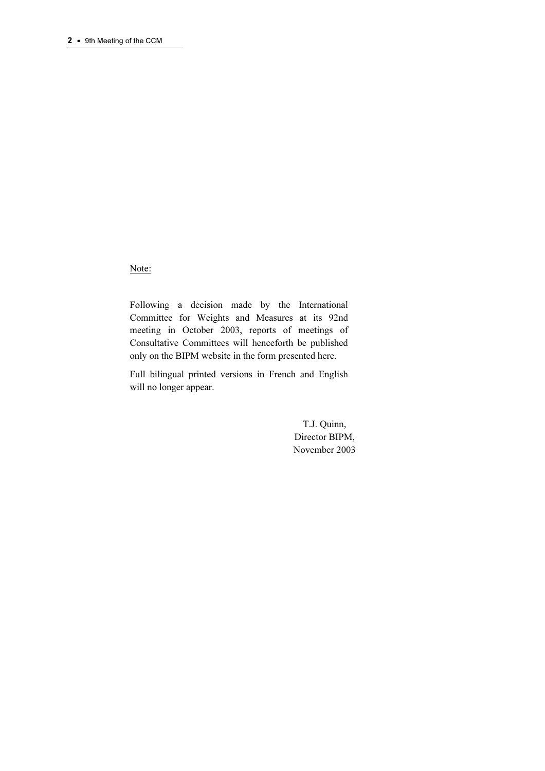Note:

Following a decision made by the International Committee for Weights and Measures at its 92nd meeting in October 2003, reports of meetings of Consultative Committees will henceforth be published only on the BIPM website in the form presented here.

Full bilingual printed versions in French and English will no longer appear.

T.J. Quinn,
Director BIPM,
November 2003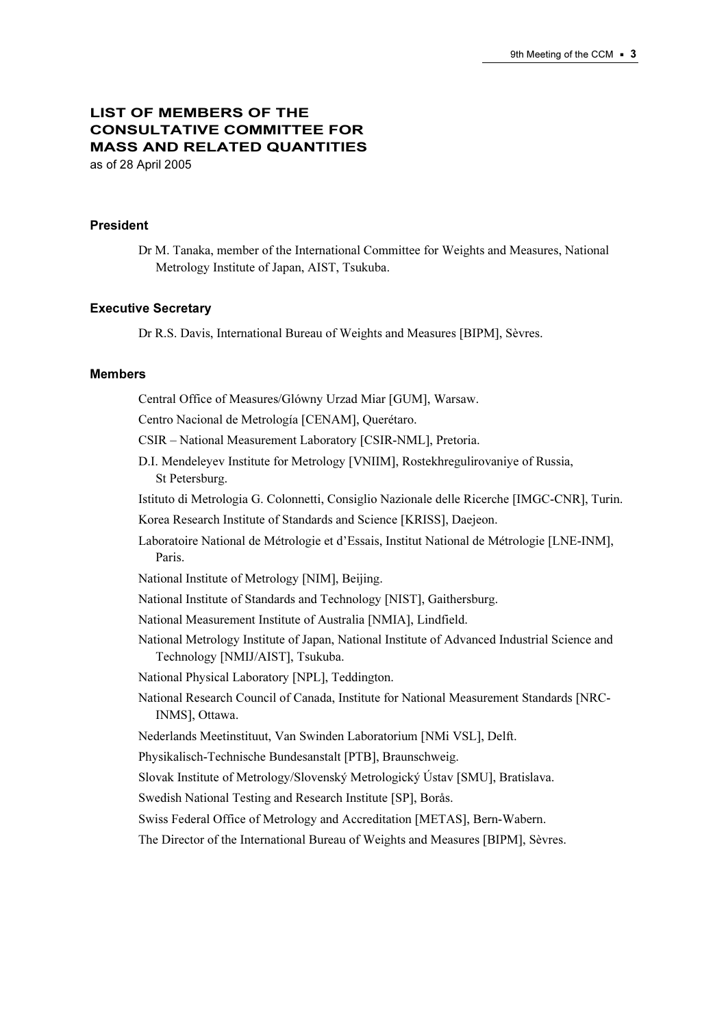# LIST OF MEMBERS OF THE CONSULTATIVE COMMITTEE FOR MASS AND RELATED QUANTITIES

as of 28 April 2005

### President

Dr M. Tanaka, member of the International Committee for Weights and Measures, National Metrology Institute of Japan, AIST, Tsukuba.

### Executive Secretary

Dr R.S. Davis, International Bureau of Weights and Measures [BIPM], Sèvres.

### Members

Central Office of Measures/Glówny Urzad Miar [GUM], Warsaw.

Centro Nacional de Metrología [CENAM], Querétaro.

CSIR – National Measurement Laboratory [CSIR-NML], Pretoria.

D.I. Mendeleyev Institute for Metrology [VNIIM], Rostekhregulirovaniye of Russia, St Petersburg.

Istituto di Metrologia G. Colonnetti, Consiglio Nazionale delle Ricerche [IMGC-CNR], Turin.

Korea Research Institute of Standards and Science [KRISS], Daejeon.

Laboratoire National de Métrologie et d'Essais, Institut National de Métrologie [LNE-INM], Paris.

National Institute of Metrology [NIM], Beijing.

National Institute of Standards and Technology [NIST], Gaithersburg.

National Measurement Institute of Australia [NMIA], Lindfield.

National Metrology Institute of Japan, National Institute of Advanced Industrial Science and Technology [NMIJ/AIST], Tsukuba.

National Physical Laboratory [NPL], Teddington.

National Research Council of Canada, Institute for National Measurement Standards [NRC-INMS], Ottawa.

Nederlands Meetinstituut, Van Swinden Laboratorium [NMi VSL], Delft.

Physikalisch-Technische Bundesanstalt [PTB], Braunschweig.

Slovak Institute of Metrology/Slovenský Metrologický Ústav [SMU], Bratislava.

Swedish National Testing and Research Institute [SP], Borås.

Swiss Federal Office of Metrology and Accreditation [METAS], Bern-Wabern.

The Director of the International Bureau of Weights and Measures [BIPM], Sèvres.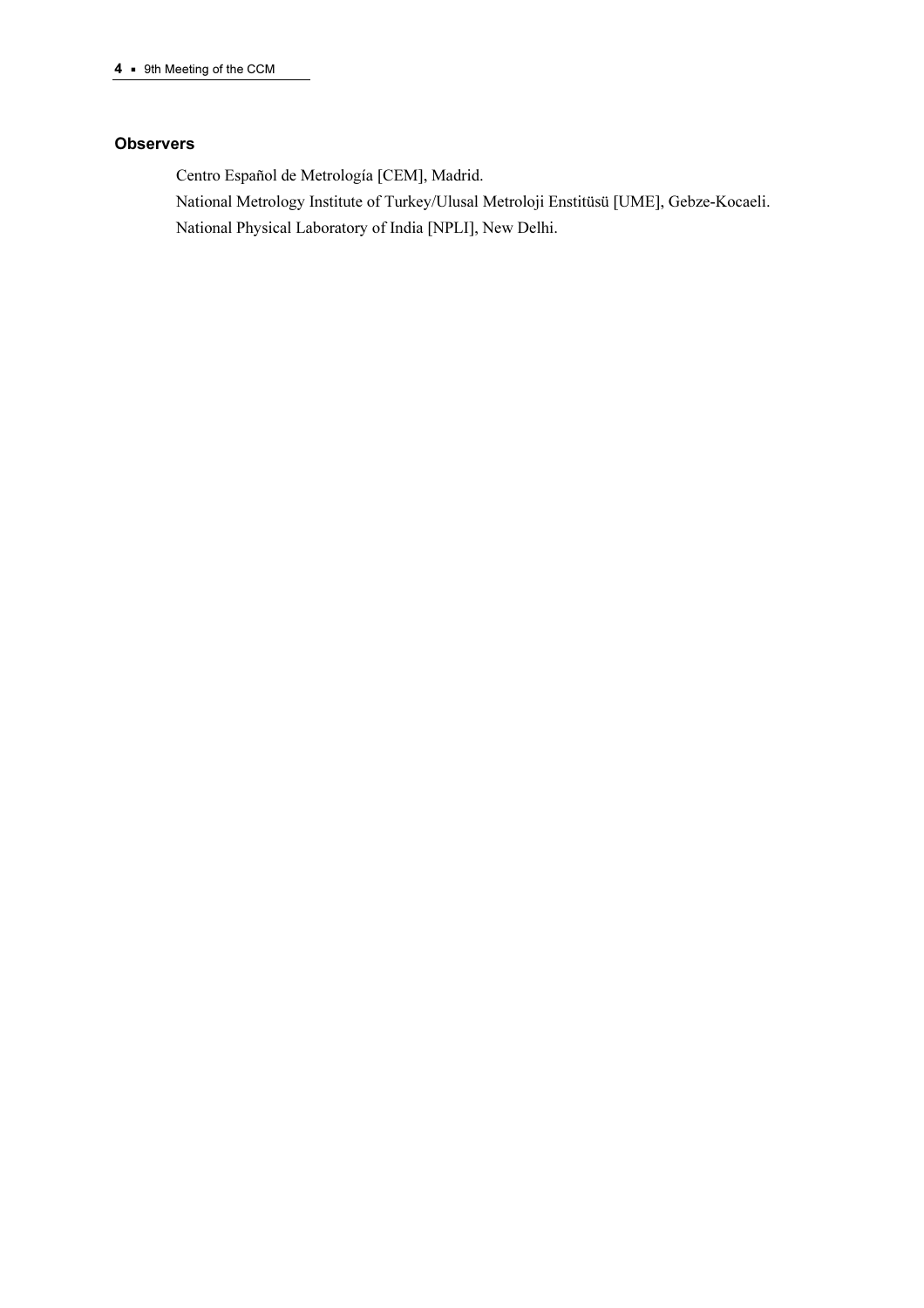### Observers

Centro Español de Metrología [CEM], Madrid.

National Metrology Institute of Turkey/Ulusal Metroloji Enstitüsü [UME], Gebze-Kocaeli.

National Physical Laboratory of India [NPLI], New Delhi.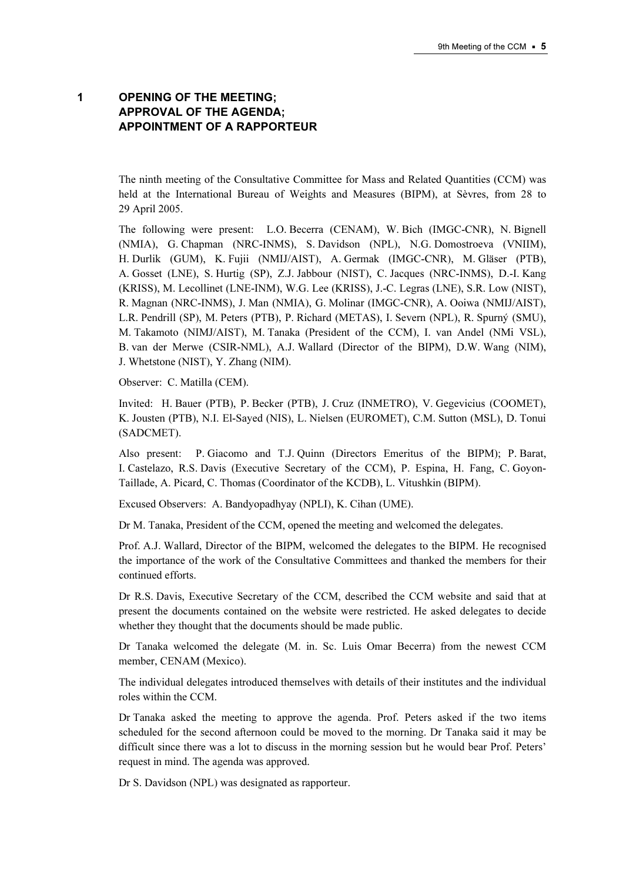# 1 OPENING OF THE MEETING; APPROVAL OF THE AGENDA; APPOINTMENT OF A RAPPORTEUR

The ninth meeting of the Consultative Committee for Mass and Related Quantities (CCM) was held at the International Bureau of Weights and Measures (BIPM), at Sèvres, from 28 to 29 April 2005.

The following were present: L.O. Becerra (CENAM), W. Bich (IMGC-CNR), N. Bignell (NMIA), G. Chapman (NRC-INMS), S. Davidson (NPL), N.G. Domostroeva (VNIIM), H. Durlik (GUM), K. Fujii (NMIJ/AIST), A. Germak (IMGC-CNR), M. Gläser (PTB), A. Gosset (LNE), S. Hurtig (SP), Z.J. Jabbour (NIST), C. Jacques (NRC-INMS), D.-I. Kang (KRISS), M. Lecollinet (LNE-INM), W.G. Lee (KRISS), J.-C. Legras (LNE), S.R. Low (NIST), R. Magnan (NRC-INMS), J. Man (NMIA), G. Molinar (IMGC-CNR), A. Ooiwa (NMIJ/AIST), L.R. Pendrill (SP), M. Peters (PTB), P. Richard (METAS), I. Severn (NPL), R. Spurný (SMU), M. Takamoto (NIMJ/AIST), M. Tanaka (President of the CCM), I. van Andel (NMi VSL), B. van der Merwe (CSIR-NML), A.J. Wallard (Director of the BIPM), D.W. Wang (NIM), J. Whetstone (NIST), Y. Zhang (NIM).

Observer: C. Matilla (CEM).

Invited: H. Bauer (PTB), P. Becker (PTB), J. Cruz (INMETRO), V. Gegevicius (COOMET), K. Jousten (PTB), N.I. El-Sayed (NIS), L. Nielsen (EUROMET), C.M. Sutton (MSL), D. Tonui (SADCMET).

Also present: P. Giacomo and T.J. Quinn (Directors Emeritus of the BIPM); P. Barat, I. Castelazo, R.S. Davis (Executive Secretary of the CCM), P. Espina, H. Fang, C. Goyon-Taillade, A. Picard, C. Thomas (Coordinator of the KCDB), L. Vitushkin (BIPM).

Excused Observers: A. Bandyopadhyay (NPLI), K. Cihan (UME).

Dr M. Tanaka, President of the CCM, opened the meeting and welcomed the delegates.

Prof. A.J. Wallard, Director of the BIPM, welcomed the delegates to the BIPM. He recognised the importance of the work of the Consultative Committees and thanked the members for their continued efforts.

Dr R.S. Davis, Executive Secretary of the CCM, described the CCM website and said that at present the documents contained on the website were restricted. He asked delegates to decide whether they thought that the documents should be made public.

Dr Tanaka welcomed the delegate (M. in. Sc. Luis Omar Becerra) from the newest CCM member, CENAM (Mexico).

The individual delegates introduced themselves with details of their institutes and the individual roles within the CCM.

Dr Tanaka asked the meeting to approve the agenda. Prof. Peters asked if the two items scheduled for the second afternoon could be moved to the morning. Dr Tanaka said it may be difficult since there was a lot to discuss in the morning session but he would bear Prof. Peters' request in mind. The agenda was approved.

Dr S. Davidson (NPL) was designated as rapporteur.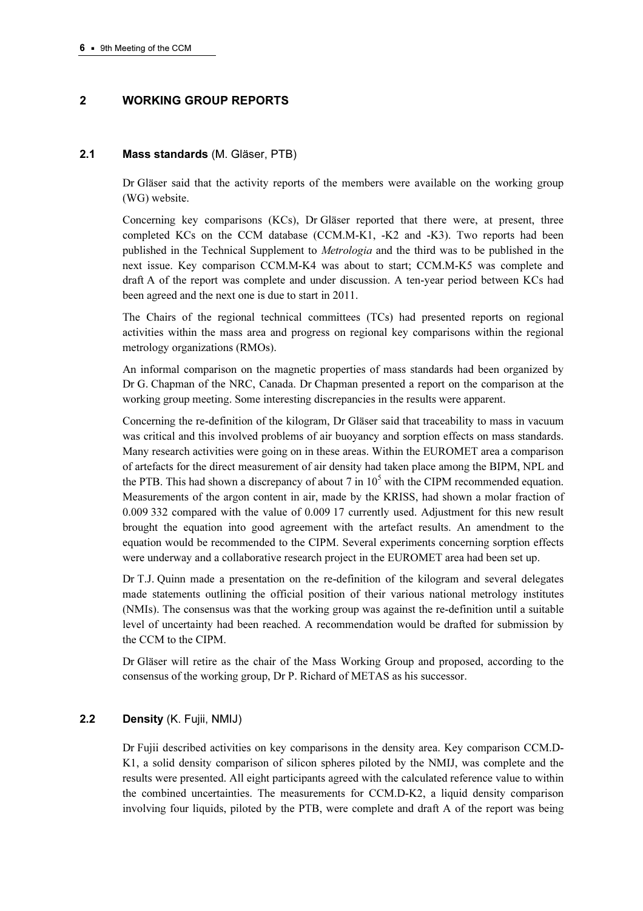## 2 WORKING GROUP REPORTS

### 2.1 **Mass standards** (M. Gläser, PTB)

Dr Gläser said that the activity reports of the members were available on the working group (WG) website.

Concerning key comparisons (KCs), Dr Gläser reported that there were, at present, three completed KCs on the CCM database (CCM.M-K1, -K2 and -K3). Two reports had been published in the Technical Supplement to *Metrologia* and the third was to be published in the next issue. Key comparison CCM.M-K4 was about to start; CCM.M-K5 was complete and draft A of the report was complete and under discussion. A ten-year period between KCs had been agreed and the next one is due to start in 2011.

The Chairs of the regional technical committees (TCs) had presented reports on regional activities within the mass area and progress on regional key comparisons within the regional metrology organizations (RMOs).

An informal comparison on the magnetic properties of mass standards had been organized by Dr G. Chapman of the NRC, Canada. Dr Chapman presented a report on the comparison at the working group meeting. Some interesting discrepancies in the results were apparent.

Concerning the re-definition of the kilogram, Dr Gläser said that traceability to mass in vacuum was critical and this involved problems of air buoyancy and sorption effects on mass standards. Many research activities were going on in these areas. Within the EUROMET area a comparison of artefacts for the direct measurement of air density had taken place among the BIPM, NPL and the PTB. This had shown a discrepancy of about 7 in $10^5$ with the CIPM recommended equation. Measurements of the argon content in air, made by the KRISS, had shown a molar fraction of 0.009 332 compared with the value of 0.009 17 currently used. Adjustment for this new result brought the equation into good agreement with the artefact results. An amendment to the equation would be recommended to the CIPM. Several experiments concerning sorption effects were underway and a collaborative research project in the EUROMET area had been set up.

Dr T.J. Quinn made a presentation on the re-definition of the kilogram and several delegates made statements outlining the official position of their various national metrology institutes (NMIs). The consensus was that the working group was against the re-definition until a suitable level of uncertainty had been reached. A recommendation would be drafted for submission by the CCM to the CIPM.

Dr Gläser will retire as the chair of the Mass Working Group and proposed, according to the consensus of the working group, Dr P. Richard of METAS as his successor.

### 2.2 **Density** (K. Fujii, NMIJ)

Dr Fujii described activities on key comparisons in the density area. Key comparison CCM.D-K1, a solid density comparison of silicon spheres piloted by the NMIJ, was complete and the results were presented. All eight participants agreed with the calculated reference value to within the combined uncertainties. The measurements for CCM.D-K2, a liquid density comparison involving four liquids, piloted by the PTB, were complete and draft A of the report was being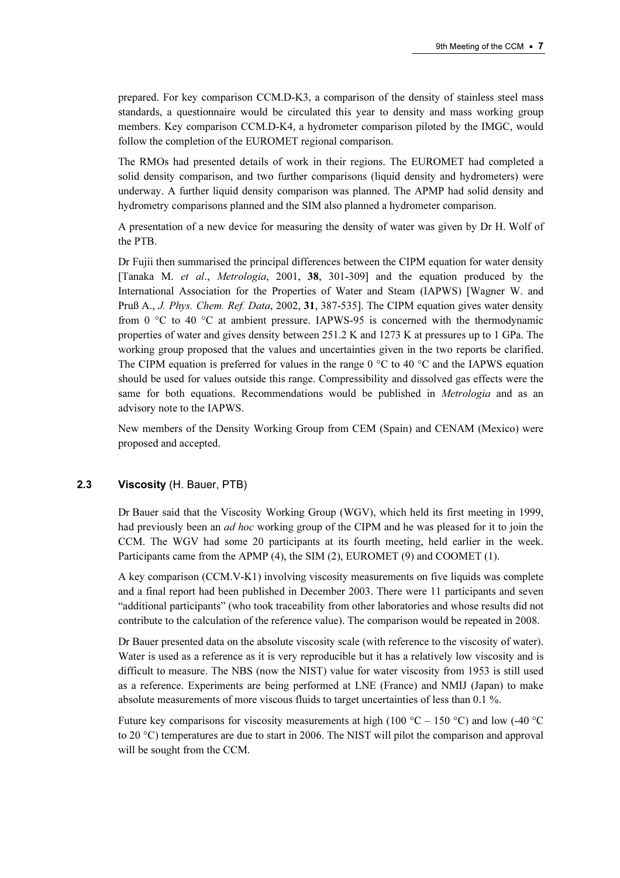prepared. For key comparison CCM.D-K3, a comparison of the density of stainless steel mass standards, a questionnaire would be circulated this year to density and mass working group members. Key comparison CCM.D-K4, a hydrometer comparison piloted by the IMGC, would follow the completion of the EUROMET regional comparison.

The RMOs had presented details of work in their regions. The EUROMET had completed a solid density comparison, and two further comparisons (liquid density and hydrometers) were underway. A further liquid density comparison was planned. The APMP had solid density and hydrometry comparisons planned and the SIM also planned a hydrometer comparison.

A presentation of a new device for measuring the density of water was given by Dr H. Wolf of the PTB.

Dr Fujii then summarised the principal differences between the CIPM equation for water density [Tanaka M. *et al*., *Metrologia*, 2001, **38**, 301-309] and the equation produced by the International Association for the Properties of Water and Steam (IAPWS) [Wagner W. and Pruß A., *J. Phys. Chem. Ref. Data*, 2002, **31**, 387-535]. The CIPM equation gives water density from 0 °C to 40 °C at ambient pressure. IAPWS-95 is concerned with the thermodynamic properties of water and gives density between 251.2 K and 1273 K at pressures up to 1 GPa. The working group proposed that the values and uncertainties given in the two reports be clarified. The CIPM equation is preferred for values in the range 0 °C to 40 °C and the IAPWS equation should be used for values outside this range. Compressibility and dissolved gas effects were the same for both equations. Recommendations would be published in *Metrologia* and as an advisory note to the IAPWS.

New members of the Density Working Group from CEM (Spain) and CENAM (Mexico) were proposed and accepted.

### 2.3 Viscosity (H. Bauer, PTB)

Dr Bauer said that the Viscosity Working Group (WGV), which held its first meeting in 1999, had previously been an *ad hoc* working group of the CIPM and he was pleased for it to join the CCM. The WGV had some 20 participants at its fourth meeting, held earlier in the week. Participants came from the APMP (4), the SIM (2), EUROMET (9) and COOMET (1).

A key comparison (CCM.V-K1) involving viscosity measurements on five liquids was complete and a final report had been published in December 2003. There were 11 participants and seven "additional participants" (who took traceability from other laboratories and whose results did not contribute to the calculation of the reference value). The comparison would be repeated in 2008.

Dr Bauer presented data on the absolute viscosity scale (with reference to the viscosity of water). Water is used as a reference as it is very reproducible but it has a relatively low viscosity and is difficult to measure. The NBS (now the NIST) value for water viscosity from 1953 is still used as a reference. Experiments are being performed at LNE (France) and NMIJ (Japan) to make absolute measurements of more viscous fluids to target uncertainties of less than 0.1 %.

Future key comparisons for viscosity measurements at high (100 °C – 150 °C) and low (-40 °C to 20 °C) temperatures are due to start in 2006. The NIST will pilot the comparison and approval will be sought from the CCM.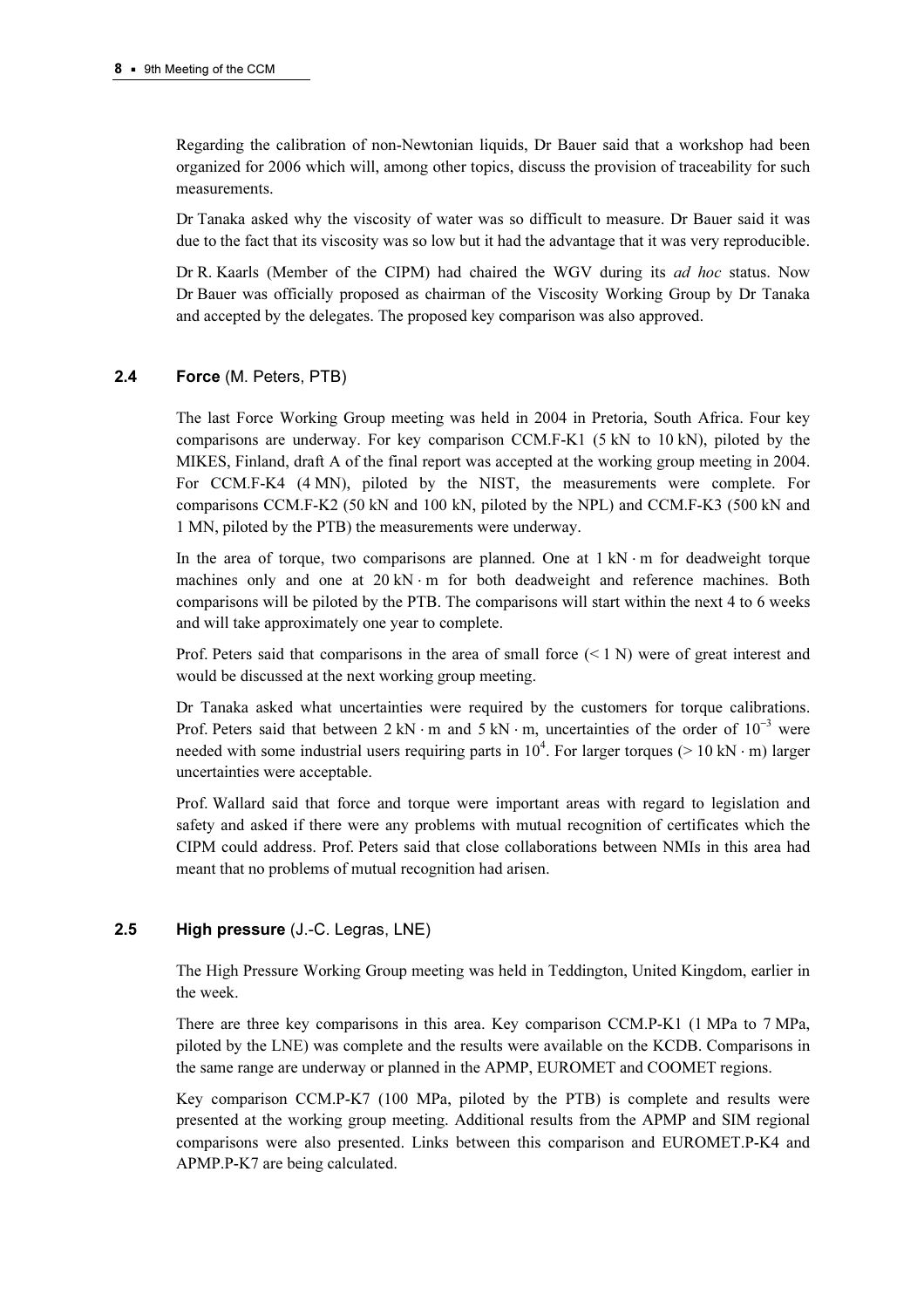Regarding the calibration of non-Newtonian liquids, Dr Bauer said that a workshop had been organized for 2006 which will, among other topics, discuss the provision of traceability for such measurements.

Dr Tanaka asked why the viscosity of water was so difficult to measure. Dr Bauer said it was due to the fact that its viscosity was so low but it had the advantage that it was very reproducible.

Dr R. Kaarls (Member of the CIPM) had chaired the WGV during its *ad hoc* status. Now Dr Bauer was officially proposed as chairman of the Viscosity Working Group by Dr Tanaka and accepted by the delegates. The proposed key comparison was also approved.

### 2.4 **Force** (M. Peters, PTB)

The last Force Working Group meeting was held in 2004 in Pretoria, South Africa. Four key comparisons are underway. For key comparison CCM.F-K1 (5 kN to 10 kN), piloted by the MIKES, Finland, draft A of the final report was accepted at the working group meeting in 2004. For CCM.F-K4 (4 MN), piloted by the NIST, the measurements were complete. For comparisons CCM.F-K2 (50 kN and 100 kN, piloted by the NPL) and CCM.F-K3 (500 kN and 1 MN, piloted by the PTB) the measurements were underway.

In the area of torque, two comparisons are planned. One at $1\ \mathrm{kN \cdot m}$ for deadweight torque machines only and one at $20\ \mathrm{kN \cdot m}$ for both deadweight and reference machines. Both comparisons will be piloted by the PTB. The comparisons will start within the next 4 to 6 weeks and will take approximately one year to complete.

Prof. Peters said that comparisons in the area of small force ($< 1$ N) were of great interest and would be discussed at the next working group meeting.

Dr Tanaka asked what uncertainties were required by the customers for torque calibrations. Prof. Peters said that between $2\ \mathrm{kN \cdot m}$ and $5\ \mathrm{kN \cdot m}$, uncertainties of the order of $10^{-3}$ were needed with some industrial users requiring parts in $10^4$. For larger torques ($> 10\ \mathrm{kN \cdot m}$) larger uncertainties were acceptable.

Prof. Wallard said that force and torque were important areas with regard to legislation and safety and asked if there were any problems with mutual recognition of certificates which the CIPM could address. Prof. Peters said that close collaborations between NMIs in this area had meant that no problems of mutual recognition had arisen.

### 2.5 **High pressure** (J.-C. Legras, LNE)

The High Pressure Working Group meeting was held in Teddington, United Kingdom, earlier in the week.

There are three key comparisons in this area. Key comparison CCM.P-K1 (1 MPa to 7 MPa, piloted by the LNE) was complete and the results were available on the KCDB. Comparisons in the same range are underway or planned in the APMP, EUROMET and COOMET regions.

Key comparison CCM.P-K7 (100 MPa, piloted by the PTB) is complete and results were presented at the working group meeting. Additional results from the APMP and SIM regional comparisons were also presented. Links between this comparison and EUROMET.P-K4 and APMP.P-K7 are being calculated.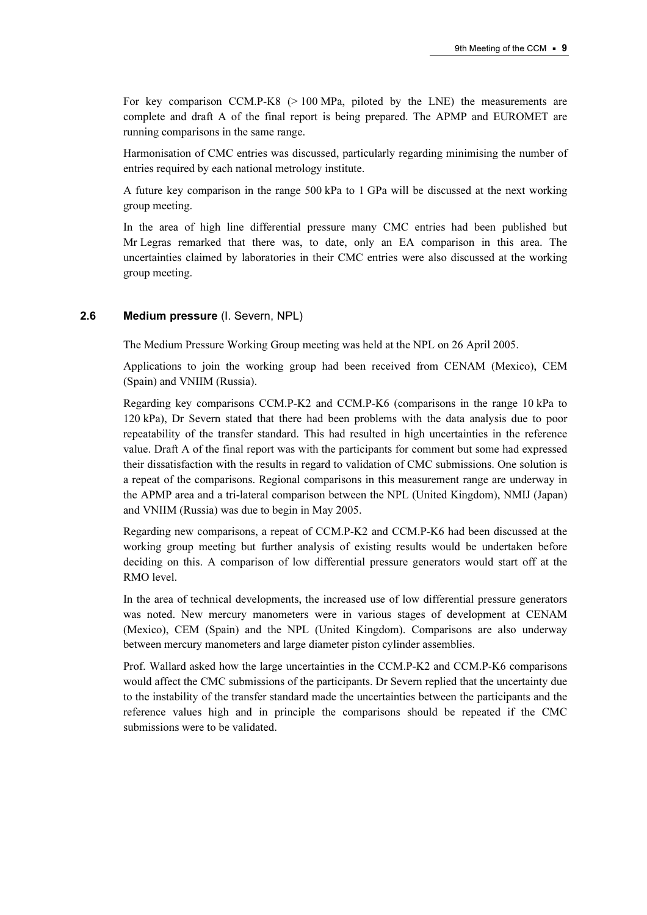For key comparison CCM.P-K8 (> 100 MPa, piloted by the LNE) the measurements are complete and draft A of the final report is being prepared. The APMP and EUROMET are running comparisons in the same range.

Harmonisation of CMC entries was discussed, particularly regarding minimising the number of entries required by each national metrology institute.

A future key comparison in the range 500 kPa to 1 GPa will be discussed at the next working group meeting.

In the area of high line differential pressure many CMC entries had been published but Mr Legras remarked that there was, to date, only an EA comparison in this area. The uncertainties claimed by laboratories in their CMC entries were also discussed at the working group meeting.

### 2.6 Medium pressure (I. Severn, NPL)

The Medium Pressure Working Group meeting was held at the NPL on 26 April 2005.

Applications to join the working group had been received from CENAM (Mexico), CEM (Spain) and VNIIM (Russia).

Regarding key comparisons CCM.P-K2 and CCM.P-K6 (comparisons in the range 10 kPa to 120 kPa), Dr Severn stated that there had been problems with the data analysis due to poor repeatability of the transfer standard. This had resulted in high uncertainties in the reference value. Draft A of the final report was with the participants for comment but some had expressed their dissatisfaction with the results in regard to validation of CMC submissions. One solution is a repeat of the comparisons. Regional comparisons in this measurement range are underway in the APMP area and a tri-lateral comparison between the NPL (United Kingdom), NMIJ (Japan) and VNIIM (Russia) was due to begin in May 2005.

Regarding new comparisons, a repeat of CCM.P-K2 and CCM.P-K6 had been discussed at the working group meeting but further analysis of existing results would be undertaken before deciding on this. A comparison of low differential pressure generators would start off at the RMO level.

In the area of technical developments, the increased use of low differential pressure generators was noted. New mercury manometers were in various stages of development at CENAM (Mexico), CEM (Spain) and the NPL (United Kingdom). Comparisons are also underway between mercury manometers and large diameter piston cylinder assemblies.

Prof. Wallard asked how the large uncertainties in the CCM.P-K2 and CCM.P-K6 comparisons would affect the CMC submissions of the participants. Dr Severn replied that the uncertainty due to the instability of the transfer standard made the uncertainties between the participants and the reference values high and in principle the comparisons should be repeated if the CMC submissions were to be validated.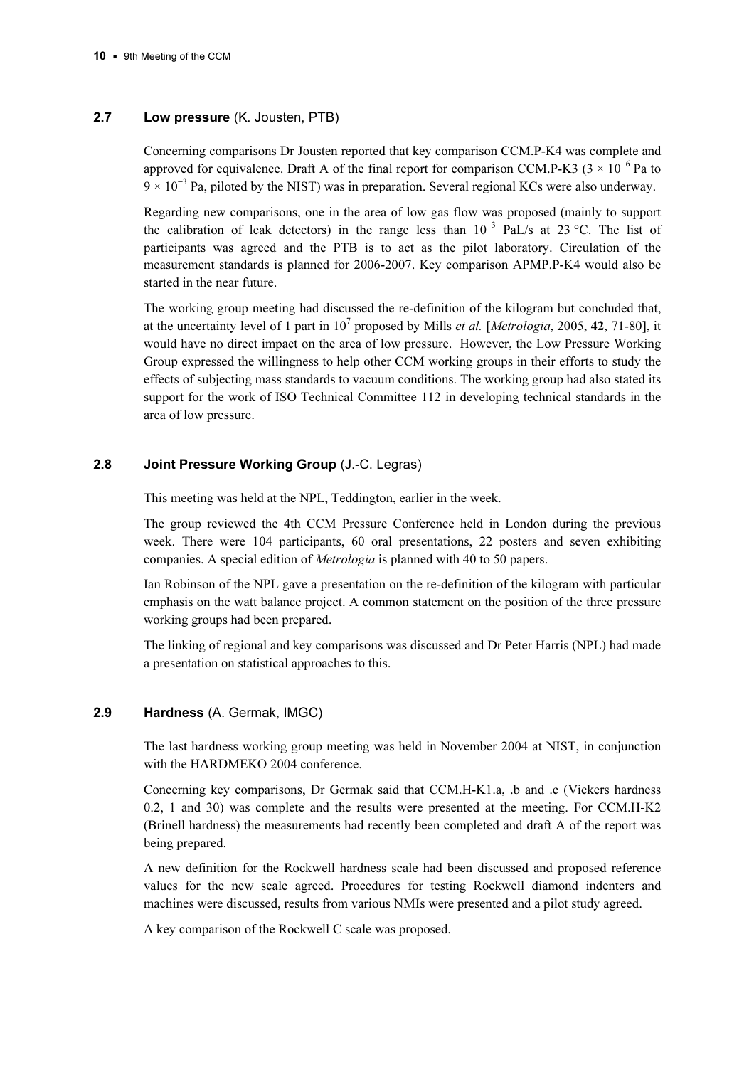## 2.7 Low pressure (K. Jousten, PTB)

Concerning comparisons Dr Jousten reported that key comparison CCM.P-K4 was complete and approved for equivalence. Draft A of the final report for comparison CCM.P-K3 ($3 \times 10^{-6}$ Pa to $9 \times 10^{-3}$ Pa, piloted by the NIST) was in preparation. Several regional KCs were also underway.

Regarding new comparisons, one in the area of low gas flow was proposed (mainly to support the calibration of leak detectors) in the range less than $10^{-3}$ PaL/s at 23 °C. The list of participants was agreed and the PTB is to act as the pilot laboratory. Circulation of the measurement standards is planned for 2006-2007. Key comparison APMP.P-K4 would also be started in the near future.

The working group meeting had discussed the re-definition of the kilogram but concluded that, at the uncertainty level of 1 part in $10^7$ proposed by Mills *et al.* [*Metrologia*, 2005, **42**, 71-80], it would have no direct impact on the area of low pressure. However, the Low Pressure Working Group expressed the willingness to help other CCM working groups in their efforts to study the effects of subjecting mass standards to vacuum conditions. The working group had also stated its support for the work of ISO Technical Committee 112 in developing technical standards in the area of low pressure.

## 2.8 Joint Pressure Working Group (J.-C. Legras)

This meeting was held at the NPL, Teddington, earlier in the week.

The group reviewed the 4th CCM Pressure Conference held in London during the previous week. There were 104 participants, 60 oral presentations, 22 posters and seven exhibiting companies. A special edition of *Metrologia* is planned with 40 to 50 papers.

Ian Robinson of the NPL gave a presentation on the re-definition of the kilogram with particular emphasis on the watt balance project. A common statement on the position of the three pressure working groups had been prepared.

The linking of regional and key comparisons was discussed and Dr Peter Harris (NPL) had made a presentation on statistical approaches to this.

## 2.9 Hardness (A. Germak, IMGC)

The last hardness working group meeting was held in November 2004 at NIST, in conjunction with the HARDMEKO 2004 conference.

Concerning key comparisons, Dr Germak said that CCM.H-K1.a, .b and .c (Vickers hardness 0.2, 1 and 30) was complete and the results were presented at the meeting. For CCM.H-K2 (Brinell hardness) the measurements had recently been completed and draft A of the report was being prepared.

A new definition for the Rockwell hardness scale had been discussed and proposed reference values for the new scale agreed. Procedures for testing Rockwell diamond indenters and machines were discussed, results from various NMIs were presented and a pilot study agreed.

A key comparison of the Rockwell C scale was proposed.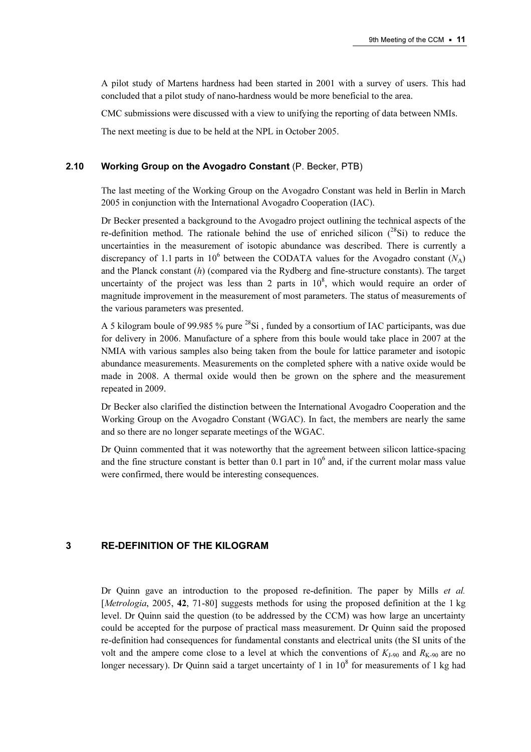A pilot study of Martens hardness had been started in 2001 with a survey of users. This had concluded that a pilot study of nano-hardness would be more beneficial to the area.

CMC submissions were discussed with a view to unifying the reporting of data between NMIs.

The next meeting is due to be held at the NPL in October 2005.

### 2.10 Working Group on the Avogadro Constant (P. Becker, PTB)

The last meeting of the Working Group on the Avogadro Constant was held in Berlin in March 2005 in conjunction with the International Avogadro Cooperation (IAC).

Dr Becker presented a background to the Avogadro project outlining the technical aspects of the re-definition method. The rationale behind the use of enriched silicon ($^{28}$Si) to reduce the uncertainties in the measurement of isotopic abundance was described. There is currently a discrepancy of 1.1 parts in $10^6$ between the CODATA values for the Avogadro constant ($N_A$) and the Planck constant ($h$) (compared via the Rydberg and fine-structure constants). The target uncertainty of the project was less than 2 parts in $10^8$, which would require an order of magnitude improvement in the measurement of most parameters. The status of measurements of the various parameters was presented.

A 5 kilogram boule of 99.985 % pure $^{28}$Si , funded by a consortium of IAC participants, was due for delivery in 2006. Manufacture of a sphere from this boule would take place in 2007 at the NMIA with various samples also being taken from the boule for lattice parameter and isotopic abundance measurements. Measurements on the completed sphere with a native oxide would be made in 2008. A thermal oxide would then be grown on the sphere and the measurement repeated in 2009.

Dr Becker also clarified the distinction between the International Avogadro Cooperation and the Working Group on the Avogadro Constant (WGAC). In fact, the members are nearly the same and so there are no longer separate meetings of the WGAC.

Dr Quinn commented that it was noteworthy that the agreement between silicon lattice-spacing and the fine structure constant is better than 0.1 part in $10^6$ and, if the current molar mass value were confirmed, there would be interesting consequences.

## 3 RE-DEFINITION OF THE KILOGRAM

Dr Quinn gave an introduction to the proposed re-definition. The paper by Mills *et al.* [*Metrologia*, 2005, **42**, 71-80] suggests methods for using the proposed definition at the 1 kg level. Dr Quinn said the question (to be addressed by the CCM) was how large an uncertainty could be accepted for the purpose of practical mass measurement. Dr Quinn said the proposed re-definition had consequences for fundamental constants and electrical units (the SI units of the volt and the ampere come close to a level at which the conventions of $K_{J-90}$ and $R_{K-90}$ are no longer necessary). Dr Quinn said a target uncertainty of 1 in $10^8$ for measurements of 1 kg had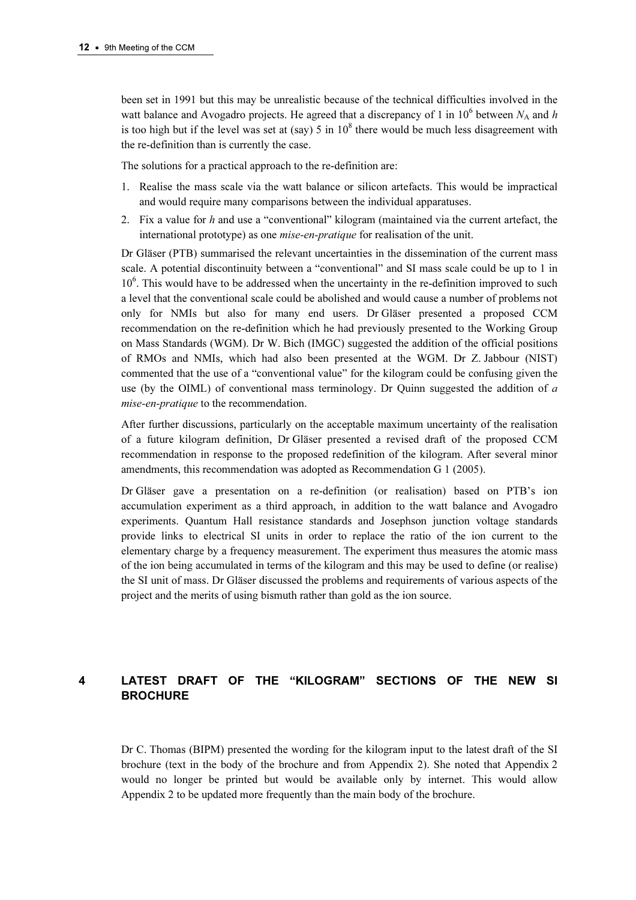been set in 1991 but this may be unrealistic because of the technical difficulties involved in the watt balance and Avogadro projects. He agreed that a discrepancy of 1 in $10^6$ between $N_A$ and $h$ is too high but if the level was set at (say) 5 in $10^8$ there would be much less disagreement with the re-definition than is currently the case.

The solutions for a practical approach to the re-definition are:

1. Realise the mass scale via the watt balance or silicon artefacts. This would be impractical and would require many comparisons between the individual apparatuses.
2. Fix a value for $h$ and use a "conventional" kilogram (maintained via the current artefact, the international prototype) as one *mise-en-pratique* for realisation of the unit.

Dr Gläser (PTB) summarised the relevant uncertainties in the dissemination of the current mass scale. A potential discontinuity between a "conventional" and SI mass scale could be up to 1 in $10^6$. This would have to be addressed when the uncertainty in the re-definition improved to such a level that the conventional scale could be abolished and would cause a number of problems not only for NMIs but also for many end users. Dr Gläser presented a proposed CCM recommendation on the re-definition which he had previously presented to the Working Group on Mass Standards (WGM). Dr W. Bich (IMGC) suggested the addition of the official positions of RMOs and NMIs, which had also been presented at the WGM. Dr Z. Jabbour (NIST) commented that the use of a "conventional value" for the kilogram could be confusing given the use (by the OIML) of conventional mass terminology. Dr Quinn suggested the addition of *a mise-en-pratique* to the recommendation.

After further discussions, particularly on the acceptable maximum uncertainty of the realisation of a future kilogram definition, Dr Gläser presented a revised draft of the proposed CCM recommendation in response to the proposed redefinition of the kilogram. After several minor amendments, this recommendation was adopted as Recommendation G 1 (2005).

Dr Gläser gave a presentation on a re-definition (or realisation) based on PTB's ion accumulation experiment as a third approach, in addition to the watt balance and Avogadro experiments. Quantum Hall resistance standards and Josephson junction voltage standards provide links to electrical SI units in order to replace the ratio of the ion current to the elementary charge by a frequency measurement. The experiment thus measures the atomic mass of the ion being accumulated in terms of the kilogram and this may be used to define (or realise) the SI unit of mass. Dr Gläser discussed the problems and requirements of various aspects of the project and the merits of using bismuth rather than gold as the ion source.

## 4 LATEST DRAFT OF THE "KILOGRAM" SECTIONS OF THE NEW SI BROCHURE

Dr C. Thomas (BIPM) presented the wording for the kilogram input to the latest draft of the SI brochure (text in the body of the brochure and from Appendix 2). She noted that Appendix 2 would no longer be printed but would be available only by internet. This would allow Appendix 2 to be updated more frequently than the main body of the brochure.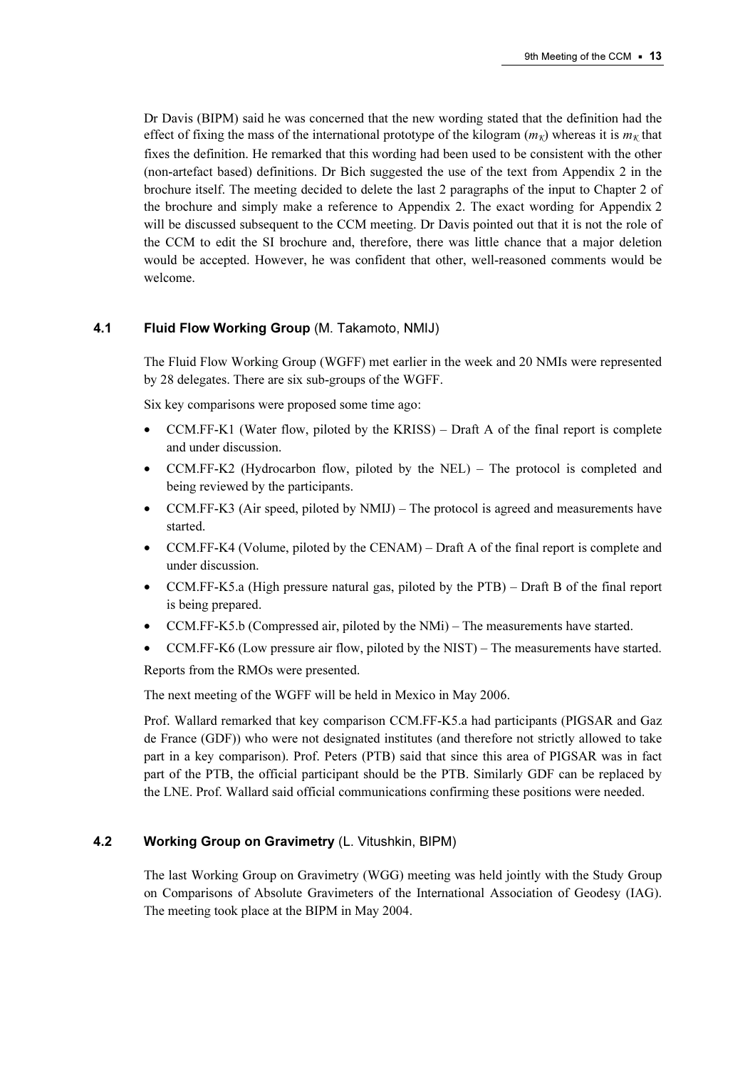Dr Davis (BIPM) said he was concerned that the new wording stated that the definition had the effect of fixing the mass of the international prototype of the kilogram ($m_{\mathcal{K}}$) whereas it is $m_{\mathcal{K}}$ that fixes the definition. He remarked that this wording had been used to be consistent with the other (non-artefact based) definitions. Dr Bich suggested the use of the text from Appendix 2 in the brochure itself. The meeting decided to delete the last 2 paragraphs of the input to Chapter 2 of the brochure and simply make a reference to Appendix 2. The exact wording for Appendix 2 will be discussed subsequent to the CCM meeting. Dr Davis pointed out that it is not the role of the CCM to edit the SI brochure and, therefore, there was little chance that a major deletion would be accepted. However, he was confident that other, well-reasoned comments would be welcome.

### 4.1 Fluid Flow Working Group (M. Takamoto, NMIJ)

The Fluid Flow Working Group (WGFF) met earlier in the week and 20 NMIs were represented by 28 delegates. There are six sub-groups of the WGFF.

Six key comparisons were proposed some time ago:

- CCM.FF-K1 (Water flow, piloted by the KRISS) – Draft A of the final report is complete and under discussion.
- CCM.FF-K2 (Hydrocarbon flow, piloted by the NEL) – The protocol is completed and being reviewed by the participants.
- CCM.FF-K3 (Air speed, piloted by NMIJ) – The protocol is agreed and measurements have started.
- CCM.FF-K4 (Volume, piloted by the CENAM) – Draft A of the final report is complete and under discussion.
- CCM.FF-K5.a (High pressure natural gas, piloted by the PTB) – Draft B of the final report is being prepared.
- CCM.FF-K5.b (Compressed air, piloted by the NMi) – The measurements have started.
- CCM.FF-K6 (Low pressure air flow, piloted by the NIST) – The measurements have started.

Reports from the RMOs were presented.

The next meeting of the WGFF will be held in Mexico in May 2006.

Prof. Wallard remarked that key comparison CCM.FF-K5.a had participants (PIGSAR and Gaz de France (GDF)) who were not designated institutes (and therefore not strictly allowed to take part in a key comparison). Prof. Peters (PTB) said that since this area of PIGSAR was in fact part of the PTB, the official participant should be the PTB. Similarly GDF can be replaced by the LNE. Prof. Wallard said official communications confirming these positions were needed.

### 4.2 Working Group on Gravimetry (L. Vitushkin, BIPM)

The last Working Group on Gravimetry (WGG) meeting was held jointly with the Study Group on Comparisons of Absolute Gravimeters of the International Association of Geodesy (IAG). The meeting took place at the BIPM in May 2004.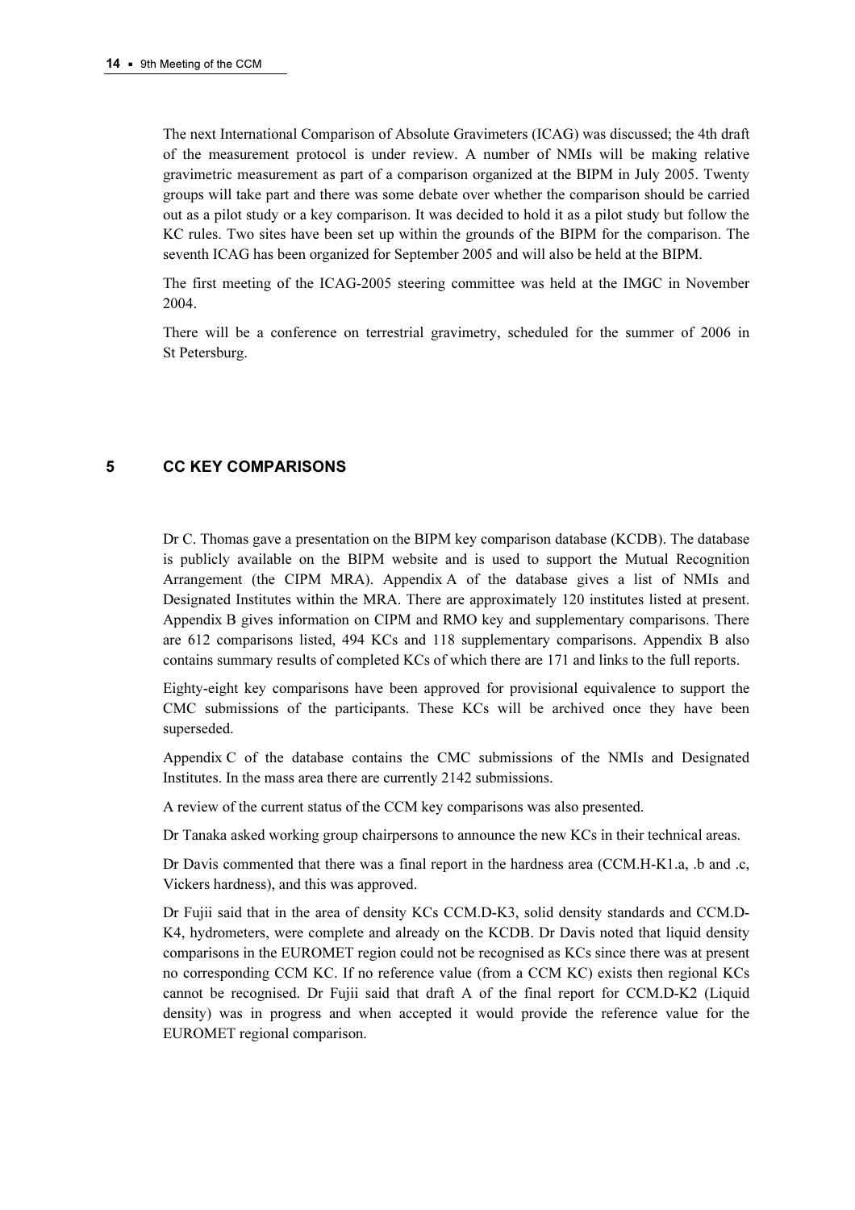The next International Comparison of Absolute Gravimeters (ICAG) was discussed; the 4th draft of the measurement protocol is under review. A number of NMIs will be making relative gravimetric measurement as part of a comparison organized at the BIPM in July 2005. Twenty groups will take part and there was some debate over whether the comparison should be carried out as a pilot study or a key comparison. It was decided to hold it as a pilot study but follow the KC rules. Two sites have been set up within the grounds of the BIPM for the comparison. The seventh ICAG has been organized for September 2005 and will also be held at the BIPM.

The first meeting of the ICAG-2005 steering committee was held at the IMGC in November 2004.

There will be a conference on terrestrial gravimetry, scheduled for the summer of 2006 in St Petersburg.

## 5 CC KEY COMPARISONS

Dr C. Thomas gave a presentation on the BIPM key comparison database (KCDB). The database is publicly available on the BIPM website and is used to support the Mutual Recognition Arrangement (the CIPM MRA). Appendix A of the database gives a list of NMIs and Designated Institutes within the MRA. There are approximately 120 institutes listed at present. Appendix B gives information on CIPM and RMO key and supplementary comparisons. There are 612 comparisons listed, 494 KCs and 118 supplementary comparisons. Appendix B also contains summary results of completed KCs of which there are 171 and links to the full reports.

Eighty-eight key comparisons have been approved for provisional equivalence to support the CMC submissions of the participants. These KCs will be archived once they have been superseded.

Appendix C of the database contains the CMC submissions of the NMIs and Designated Institutes. In the mass area there are currently 2142 submissions.

A review of the current status of the CCM key comparisons was also presented.

Dr Tanaka asked working group chairpersons to announce the new KCs in their technical areas.

Dr Davis commented that there was a final report in the hardness area (CCM.H-K1.a, .b and .c, Vickers hardness), and this was approved.

Dr Fujii said that in the area of density KCs CCM.D-K3, solid density standards and CCM.D-K4, hydrometers, were complete and already on the KCDB. Dr Davis noted that liquid density comparisons in the EUROMET region could not be recognised as KCs since there was at present no corresponding CCM KC. If no reference value (from a CCM KC) exists then regional KCs cannot be recognised. Dr Fujii said that draft A of the final report for CCM.D-K2 (Liquid density) was in progress and when accepted it would provide the reference value for the EUROMET regional comparison.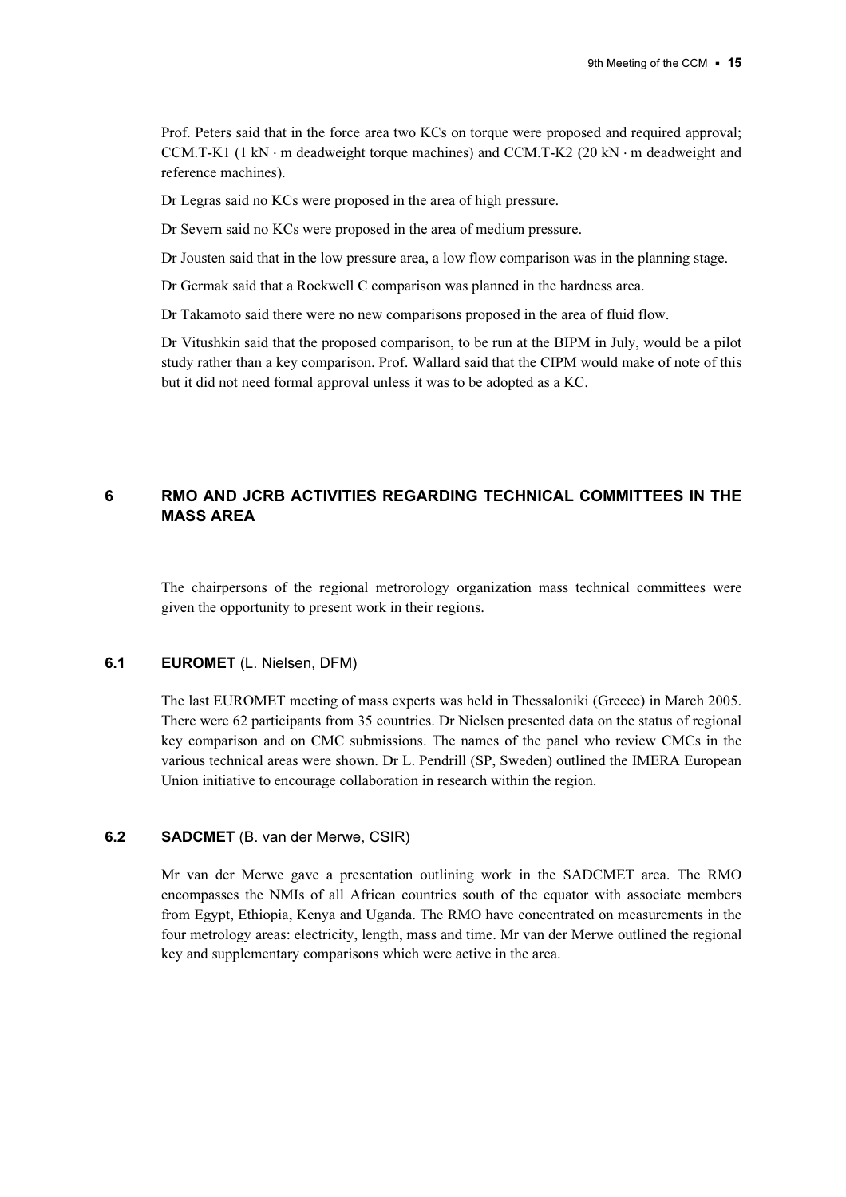Prof. Peters said that in the force area two KCs on torque were proposed and required approval; CCM.T-K1 (1 kN · m deadweight torque machines) and CCM.T-K2 (20 kN · m deadweight and reference machines).

Dr Legras said no KCs were proposed in the area of high pressure.

Dr Severn said no KCs were proposed in the area of medium pressure.

Dr Jousten said that in the low pressure area, a low flow comparison was in the planning stage.

Dr Germak said that a Rockwell C comparison was planned in the hardness area.

Dr Takamoto said there were no new comparisons proposed in the area of fluid flow.

Dr Vitushkin said that the proposed comparison, to be run at the BIPM in July, would be a pilot study rather than a key comparison. Prof. Wallard said that the CIPM would make of note of this but it did not need formal approval unless it was to be adopted as a KC.

# 6 RMO AND JCRB ACTIVITIES REGARDING TECHNICAL COMMITTEES IN THE MASS AREA

The chairpersons of the regional metrorology organization mass technical committees were given the opportunity to present work in their regions.

## 6.1 **EUROMET** (L. Nielsen, DFM)

The last EUROMET meeting of mass experts was held in Thessaloniki (Greece) in March 2005. There were 62 participants from 35 countries. Dr Nielsen presented data on the status of regional key comparison and on CMC submissions. The names of the panel who review CMCs in the various technical areas were shown. Dr L. Pendrill (SP, Sweden) outlined the IMERA European Union initiative to encourage collaboration in research within the region.

## 6.2 **SADCMET** (B. van der Merwe, CSIR)

Mr van der Merwe gave a presentation outlining work in the SADCMET area. The RMO encompasses the NMIs of all African countries south of the equator with associate members from Egypt, Ethiopia, Kenya and Uganda. The RMO have concentrated on measurements in the four metrology areas: electricity, length, mass and time. Mr van der Merwe outlined the regional key and supplementary comparisons which were active in the area.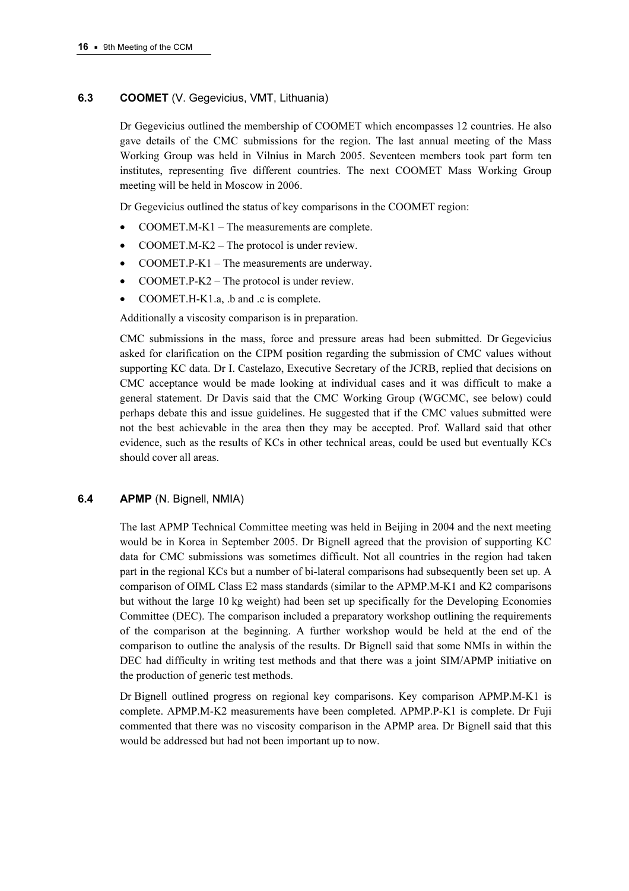### 6.3 **COOMET** (V. Gegevicius, VMT, Lithuania)

Dr Gegevicius outlined the membership of COOMET which encompasses 12 countries. He also gave details of the CMC submissions for the region. The last annual meeting of the Mass Working Group was held in Vilnius in March 2005. Seventeen members took part form ten institutes, representing five different countries. The next COOMET Mass Working Group meeting will be held in Moscow in 2006.

Dr Gegevicius outlined the status of key comparisons in the COOMET region:

- COOMET.M-K1 – The measurements are complete.
- COOMET.M-K2 – The protocol is under review.
- COOMET.P-K1 – The measurements are underway.
- COOMET.P-K2 – The protocol is under review.
- COOMET.H-K1.a, .b and .c is complete.

Additionally a viscosity comparison is in preparation.

CMC submissions in the mass, force and pressure areas had been submitted. Dr Gegevicius asked for clarification on the CIPM position regarding the submission of CMC values without supporting KC data. Dr I. Castelazo, Executive Secretary of the JCRB, replied that decisions on CMC acceptance would be made looking at individual cases and it was difficult to make a general statement. Dr Davis said that the CMC Working Group (WGCMC, see below) could perhaps debate this and issue guidelines. He suggested that if the CMC values submitted were not the best achievable in the area then they may be accepted. Prof. Wallard said that other evidence, such as the results of KCs in other technical areas, could be used but eventually KCs should cover all areas.

### 6.4 **APMP** (N. Bignell, NMIA)

The last APMP Technical Committee meeting was held in Beijing in 2004 and the next meeting would be in Korea in September 2005. Dr Bignell agreed that the provision of supporting KC data for CMC submissions was sometimes difficult. Not all countries in the region had taken part in the regional KCs but a number of bi-lateral comparisons had subsequently been set up. A comparison of OIML Class E2 mass standards (similar to the APMP.M-K1 and K2 comparisons but without the large 10 kg weight) had been set up specifically for the Developing Economies Committee (DEC). The comparison included a preparatory workshop outlining the requirements of the comparison at the beginning. A further workshop would be held at the end of the comparison to outline the analysis of the results. Dr Bignell said that some NMIs in within the DEC had difficulty in writing test methods and that there was a joint SIM/APMP initiative on the production of generic test methods.

Dr Bignell outlined progress on regional key comparisons. Key comparison APMP.M-K1 is complete. APMP.M-K2 measurements have been completed. APMP.P-K1 is complete. Dr Fuji commented that there was no viscosity comparison in the APMP area. Dr Bignell said that this would be addressed but had not been important up to now.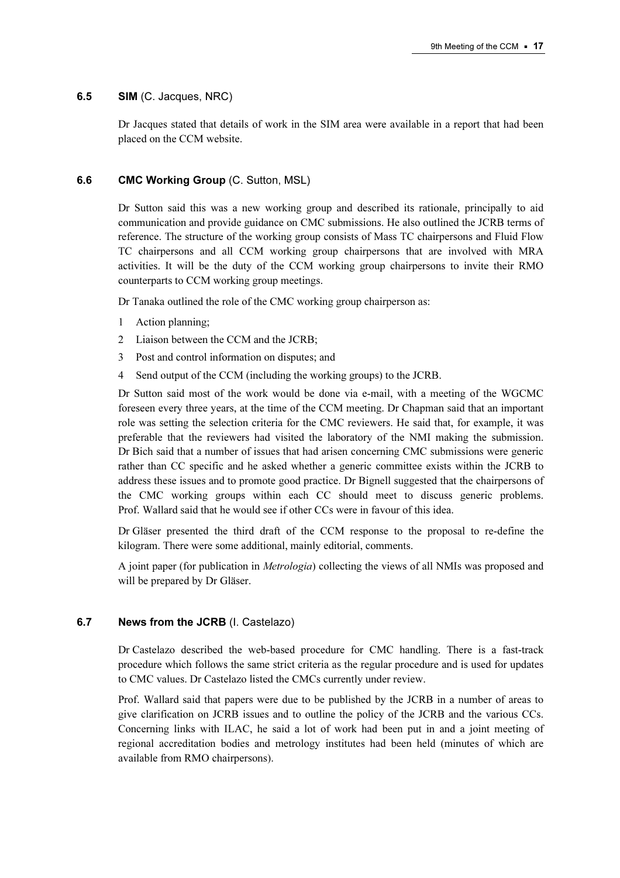### 6.5 **SIM** (C. Jacques, NRC)

Dr Jacques stated that details of work in the SIM area were available in a report that had been placed on the CCM website.

### 6.6 **CMC Working Group** (C. Sutton, MSL)

Dr Sutton said this was a new working group and described its rationale, principally to aid communication and provide guidance on CMC submissions. He also outlined the JCRB terms of reference. The structure of the working group consists of Mass TC chairpersons and Fluid Flow TC chairpersons and all CCM working group chairpersons that are involved with MRA activities. It will be the duty of the CCM working group chairpersons to invite their RMO counterparts to CCM working group meetings.

Dr Tanaka outlined the role of the CMC working group chairperson as:

1. Action planning;
2. Liaison between the CCM and the JCRB;
3. Post and control information on disputes; and
4. Send output of the CCM (including the working groups) to the JCRB.

Dr Sutton said most of the work would be done via e-mail, with a meeting of the WGCMC foreseen every three years, at the time of the CCM meeting. Dr Chapman said that an important role was setting the selection criteria for the CMC reviewers. He said that, for example, it was preferable that the reviewers had visited the laboratory of the NMI making the submission. Dr Bich said that a number of issues that had arisen concerning CMC submissions were generic rather than CC specific and he asked whether a generic committee exists within the JCRB to address these issues and to promote good practice. Dr Bignell suggested that the chairpersons of the CMC working groups within each CC should meet to discuss generic problems. Prof. Wallard said that he would see if other CCs were in favour of this idea.

Dr Gläser presented the third draft of the CCM response to the proposal to re-define the kilogram. There were some additional, mainly editorial, comments.

A joint paper (for publication in *Metrologia*) collecting the views of all NMIs was proposed and will be prepared by Dr Gläser.

### 6.7 **News from the JCRB** (I. Castelazo)

Dr Castelazo described the web-based procedure for CMC handling. There is a fast-track procedure which follows the same strict criteria as the regular procedure and is used for updates to CMC values. Dr Castelazo listed the CMCs currently under review.

Prof. Wallard said that papers were due to be published by the JCRB in a number of areas to give clarification on JCRB issues and to outline the policy of the JCRB and the various CCs. Concerning links with ILAC, he said a lot of work had been put in and a joint meeting of regional accreditation bodies and metrology institutes had been held (minutes of which are available from RMO chairpersons).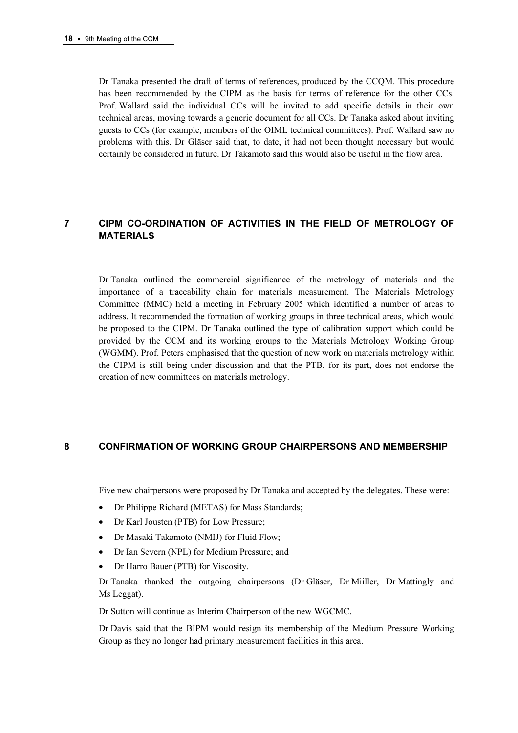Dr Tanaka presented the draft of terms of references, produced by the CCQM. This procedure has been recommended by the CIPM as the basis for terms of reference for the other CCs. Prof. Wallard said the individual CCs will be invited to add specific details in their own technical areas, moving towards a generic document for all CCs. Dr Tanaka asked about inviting guests to CCs (for example, members of the OIML technical committees). Prof. Wallard saw no problems with this. Dr Gläser said that, to date, it had not been thought necessary but would certainly be considered in future. Dr Takamoto said this would also be useful in the flow area.

## 7 CIPM CO-ORDINATION OF ACTIVITIES IN THE FIELD OF METROLOGY OF MATERIALS

Dr Tanaka outlined the commercial significance of the metrology of materials and the importance of a traceability chain for materials measurement. The Materials Metrology Committee (MMC) held a meeting in February 2005 which identified a number of areas to address. It recommended the formation of working groups in three technical areas, which would be proposed to the CIPM. Dr Tanaka outlined the type of calibration support which could be provided by the CCM and its working groups to the Materials Metrology Working Group (WGMM). Prof. Peters emphasised that the question of new work on materials metrology within the CIPM is still being under discussion and that the PTB, for its part, does not endorse the creation of new committees on materials metrology.

## 8 CONFIRMATION OF WORKING GROUP CHAIRPERSONS AND MEMBERSHIP

Five new chairpersons were proposed by Dr Tanaka and accepted by the delegates. These were:

- Dr Philippe Richard (METAS) for Mass Standards;
- Dr Karl Jousten (PTB) for Low Pressure;
- Dr Masaki Takamoto (NMIJ) for Fluid Flow;
- Dr Ian Severn (NPL) for Medium Pressure; and
- Dr Harro Bauer (PTB) for Viscosity.

Dr Tanaka thanked the outgoing chairpersons (Dr Gläser, Dr Miiller, Dr Mattingly and Ms Leggat).

Dr Sutton will continue as Interim Chairperson of the new WGCMC.

Dr Davis said that the BIPM would resign its membership of the Medium Pressure Working Group as they no longer had primary measurement facilities in this area.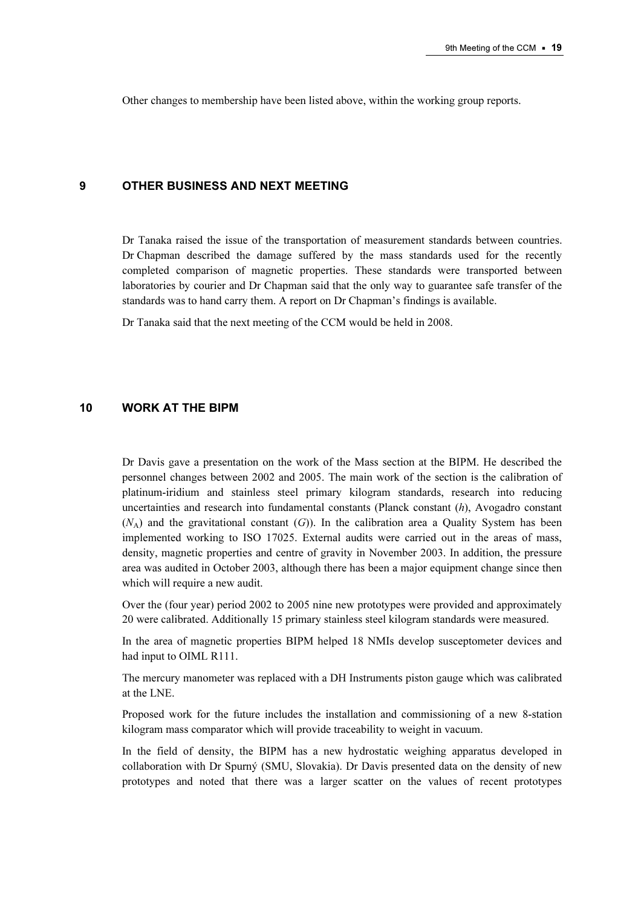Other changes to membership have been listed above, within the working group reports.

## 9 OTHER BUSINESS AND NEXT MEETING

Dr Tanaka raised the issue of the transportation of measurement standards between countries. Dr Chapman described the damage suffered by the mass standards used for the recently completed comparison of magnetic properties. These standards were transported between laboratories by courier and Dr Chapman said that the only way to guarantee safe transfer of the standards was to hand carry them. A report on Dr Chapman's findings is available.

Dr Tanaka said that the next meeting of the CCM would be held in 2008.

## 10 WORK AT THE BIPM

Dr Davis gave a presentation on the work of the Mass section at the BIPM. He described the personnel changes between 2002 and 2005. The main work of the section is the calibration of platinum-iridium and stainless steel primary kilogram standards, research into reducing uncertainties and research into fundamental constants (Planck constant ($h$), Avogadro constant ($N_A$) and the gravitational constant ($G$)). In the calibration area a Quality System has been implemented working to ISO 17025. External audits were carried out in the areas of mass, density, magnetic properties and centre of gravity in November 2003. In addition, the pressure area was audited in October 2003, although there has been a major equipment change since then which will require a new audit.

Over the (four year) period 2002 to 2005 nine new prototypes were provided and approximately 20 were calibrated. Additionally 15 primary stainless steel kilogram standards were measured.

In the area of magnetic properties BIPM helped 18 NMIs develop susceptometer devices and had input to OIML R111.

The mercury manometer was replaced with a DH Instruments piston gauge which was calibrated at the LNE.

Proposed work for the future includes the installation and commissioning of a new 8-station kilogram mass comparator which will provide traceability to weight in vacuum.

In the field of density, the BIPM has a new hydrostatic weighing apparatus developed in collaboration with Dr Spurný (SMU, Slovakia). Dr Davis presented data on the density of new prototypes and noted that there was a larger scatter on the values of recent prototypes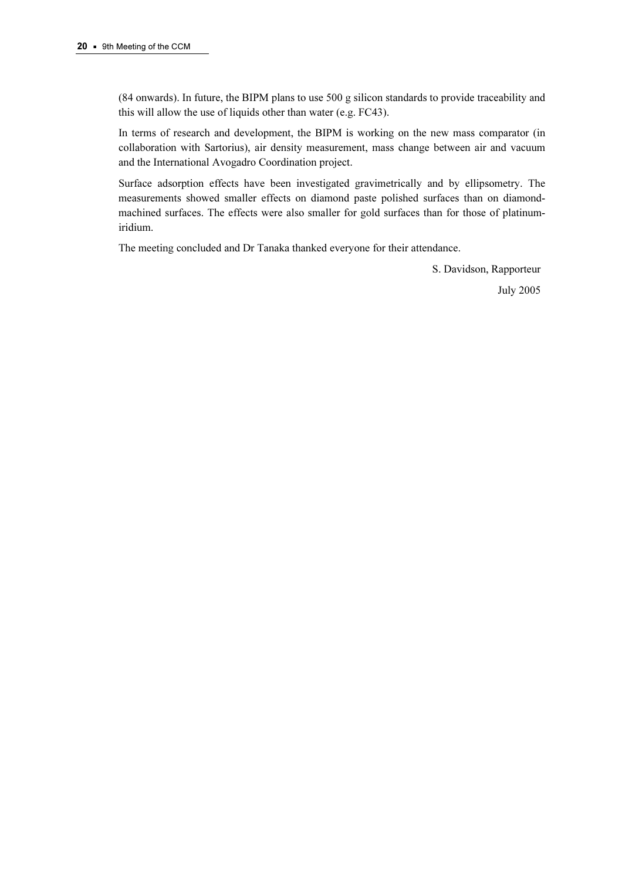(84 onwards). In future, the BIPM plans to use 500 g silicon standards to provide traceability and this will allow the use of liquids other than water (e.g. FC43).

In terms of research and development, the BIPM is working on the new mass comparator (in collaboration with Sartorius), air density measurement, mass change between air and vacuum and the International Avogadro Coordination project.

Surface adsorption effects have been investigated gravimetrically and by ellipsometry. The measurements showed smaller effects on diamond paste polished surfaces than on diamond-machined surfaces. The effects were also smaller for gold surfaces than for those of platinum-iridium.

The meeting concluded and Dr Tanaka thanked everyone for their attendance.

S. Davidson, Rapporteur

July 2005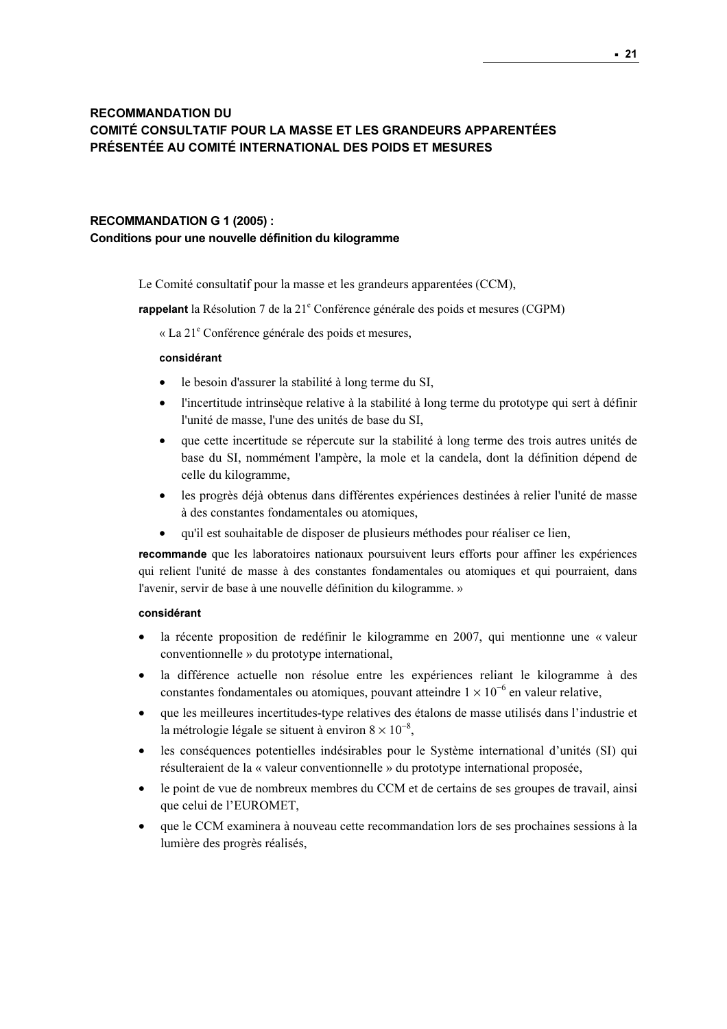**RECOMMANDATION DU**
**COMITÉ CONSULTATIF POUR LA MASSE ET LES GRANDEURS APPARENTÉES**
**PRÉSENTÉE AU COMITÉ INTERNATIONAL DES POIDS ET MESURES**

## RECOMMANDATION G 1 (2005) :
### Conditions pour une nouvelle définition du kilogramme

Le Comité consultatif pour la masse et les grandeurs apparentées (CCM),

**rappelant** la Résolution 7 de la 21e Conférence générale des poids et mesures (CGPM)

« La 21e Conférence générale des poids et mesures,

**considérant**

- le besoin d'assurer la stabilité à long terme du SI,
- l'incertitude intrinsèque relative à la stabilité à long terme du prototype qui sert à définir l'unité de masse, l'une des unités de base du SI,
- que cette incertitude se répercute sur la stabilité à long terme des trois autres unités de base du SI, nommément l'ampère, la mole et la candela, dont la définition dépend de celle du kilogramme,
- les progrès déjà obtenus dans différentes expériences destinées à relier l'unité de masse à des constantes fondamentales ou atomiques,
- qu'il est souhaitable de disposer de plusieurs méthodes pour réaliser ce lien,

**recommande** que les laboratoires nationaux poursuivent leurs efforts pour affiner les expériences qui relient l'unité de masse à des constantes fondamentales ou atomiques et qui pourraient, dans l'avenir, servir de base à une nouvelle définition du kilogramme. »

**considérant**

- la récente proposition de redéfinir le kilogramme en 2007, qui mentionne une « valeur conventionnelle » du prototype international,
- la différence actuelle non résolue entre les expériences reliant le kilogramme à des constantes fondamentales ou atomiques, pouvant atteindre $1 \times 10^{-6}$ en valeur relative,
- que les meilleures incertitudes-type relatives des étalons de masse utilisés dans l'industrie et la métrologie légale se situent à environ $8 \times 10^{-8}$,
- les conséquences potentielles indésirables pour le Système international d'unités (SI) qui résulteraient de la « valeur conventionnelle » du prototype international proposée,
- le point de vue de nombreux membres du CCM et de certains de ses groupes de travail, ainsi que celui de l'EUROMET,
- que le CCM examinera à nouveau cette recommandation lors de ses prochaines sessions à la lumière des progrès réalisés,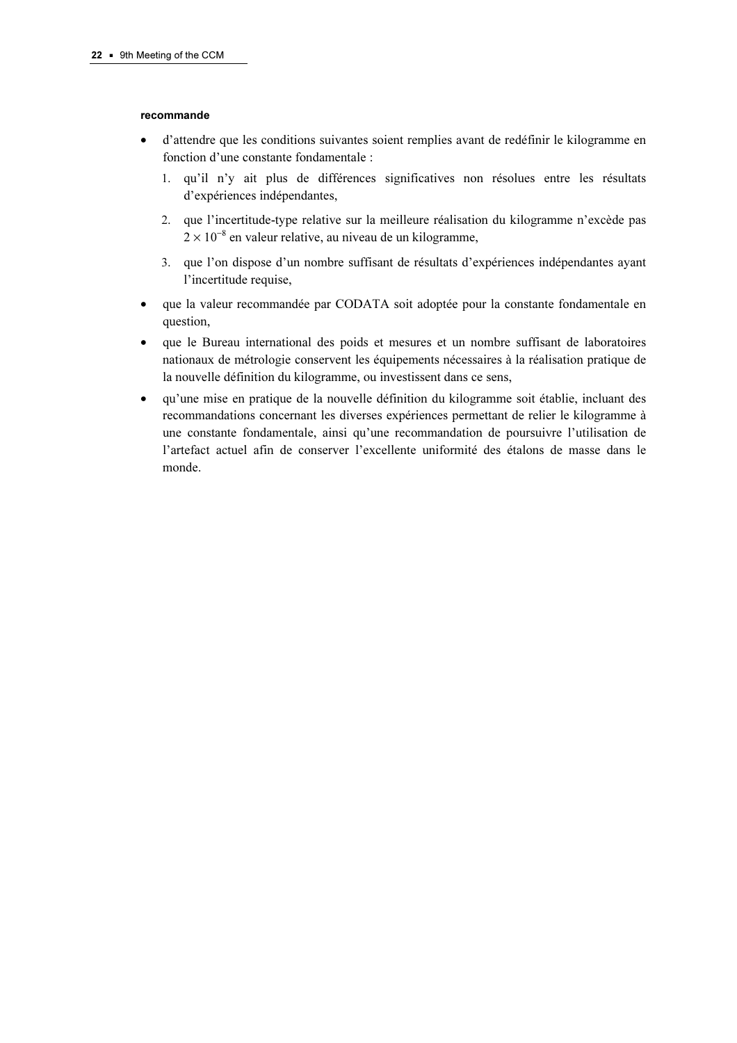**recommande**

- d'attendre que les conditions suivantes soient remplies avant de redéfinir le kilogramme en fonction d'une constante fondamentale :
  1. qu'il n'y ait plus de différences significatives non résolues entre les résultats d'expériences indépendantes,
  2. que l'incertitude-type relative sur la meilleure réalisation du kilogramme n'excède pas $2 \times 10^{-8}$ en valeur relative, au niveau de un kilogramme,
  3. que l'on dispose d'un nombre suffisant de résultats d'expériences indépendantes ayant l'incertitude requise,
- que la valeur recommandée par CODATA soit adoptée pour la constante fondamentale en question,
- que le Bureau international des poids et mesures et un nombre suffisant de laboratoires nationaux de métrologie conservent les équipements nécessaires à la réalisation pratique de la nouvelle définition du kilogramme, ou investissent dans ce sens,
- qu'une mise en pratique de la nouvelle définition du kilogramme soit établie, incluant des recommandations concernant les diverses expériences permettant de relier le kilogramme à une constante fondamentale, ainsi qu'une recommandation de poursuivre l'utilisation de l'artefact actuel afin de conserver l'excellente uniformité des étalons de masse dans le monde.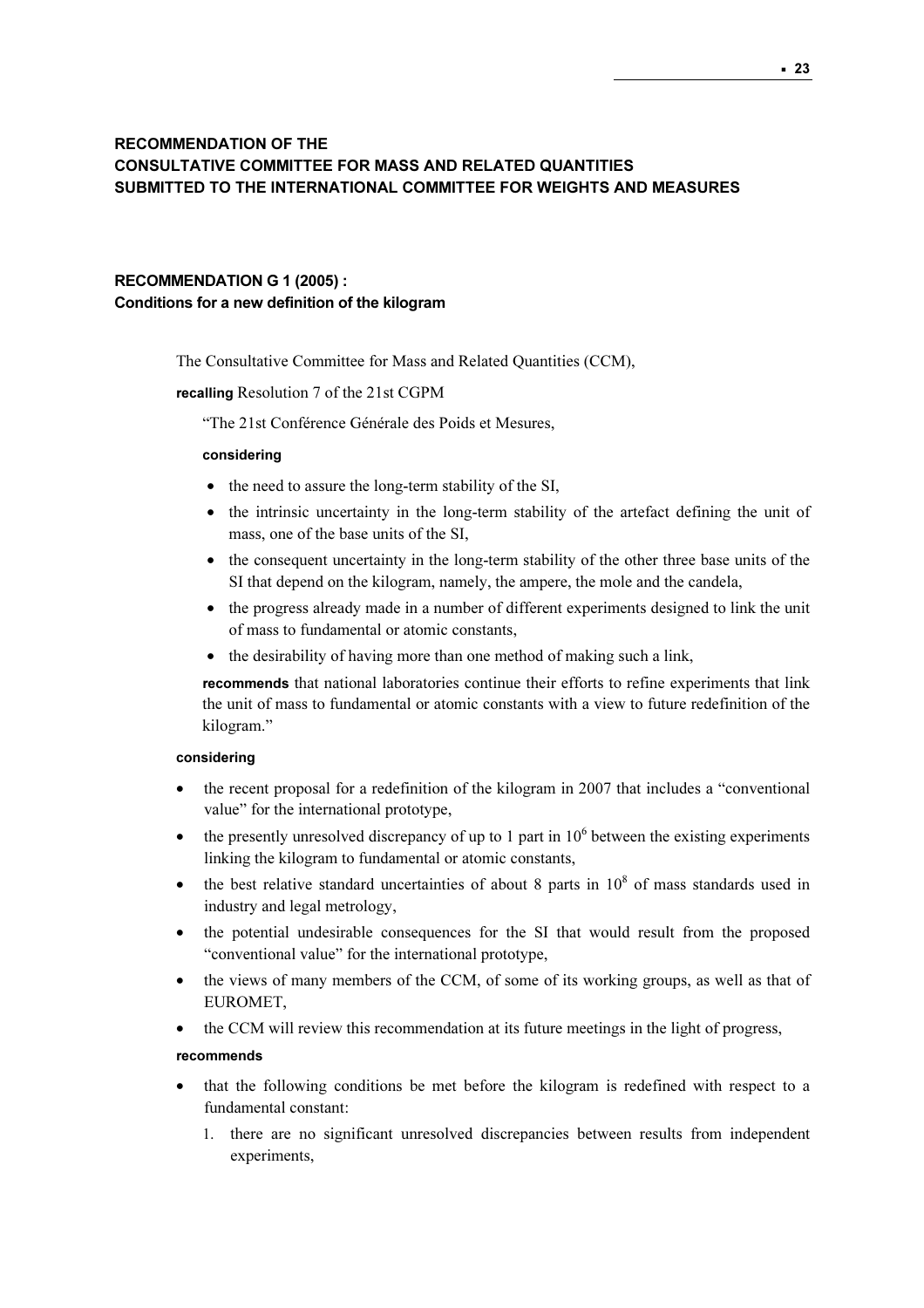## RECOMMENDATION OF THE CONSULTATIVE COMMITTEE FOR MASS AND RELATED QUANTITIES SUBMITTED TO THE INTERNATIONAL COMMITTEE FOR WEIGHTS AND MEASURES

### RECOMMENDATION G 1 (2005) : Conditions for a new definition of the kilogram

The Consultative Committee for Mass and Related Quantities (CCM),

**recalling** Resolution 7 of the 21st CGPM

"The 21st Conférence Générale des Poids et Mesures,

**considering**

- the need to assure the long-term stability of the SI,
- the intrinsic uncertainty in the long-term stability of the artefact defining the unit of mass, one of the base units of the SI,
- the consequent uncertainty in the long-term stability of the other three base units of the SI that depend on the kilogram, namely, the ampere, the mole and the candela,
- the progress already made in a number of different experiments designed to link the unit of mass to fundamental or atomic constants,
- the desirability of having more than one method of making such a link,

**recommends** that national laboratories continue their efforts to refine experiments that link the unit of mass to fundamental or atomic constants with a view to future redefinition of the kilogram."

**considering**

- the recent proposal for a redefinition of the kilogram in 2007 that includes a "conventional value" for the international prototype,
- the presently unresolved discrepancy of up to 1 part in $10^6$ between the existing experiments linking the kilogram to fundamental or atomic constants,
- the best relative standard uncertainties of about 8 parts in $10^8$ of mass standards used in industry and legal metrology,
- the potential undesirable consequences for the SI that would result from the proposed "conventional value" for the international prototype,
- the views of many members of the CCM, of some of its working groups, as well as that of EUROMET,
- the CCM will review this recommendation at its future meetings in the light of progress,

**recommends**

- that the following conditions be met before the kilogram is redefined with respect to a fundamental constant:
  1. there are no significant unresolved discrepancies between results from independent experiments,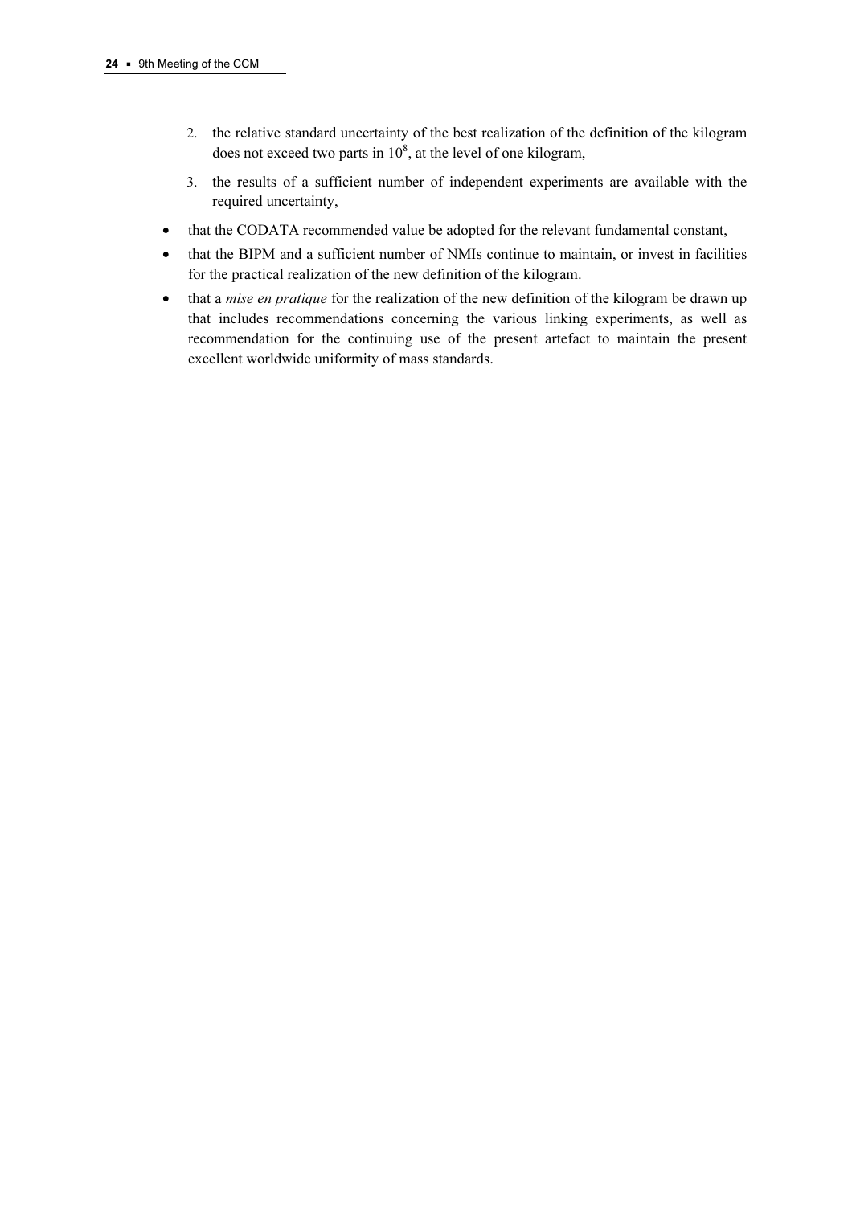2. the relative standard uncertainty of the best realization of the definition of the kilogram does not exceed two parts in $10^8$, at the level of one kilogram,
3. the results of a sufficient number of independent experiments are available with the required uncertainty,

- that the CODATA recommended value be adopted for the relevant fundamental constant,
- that the BIPM and a sufficient number of NMIs continue to maintain, or invest in facilities for the practical realization of the new definition of the kilogram.
- that a *mise en pratique* for the realization of the new definition of the kilogram be drawn up that includes recommendations concerning the various linking experiments, as well as recommendation for the continuing use of the present artefact to maintain the present excellent worldwide uniformity of mass standards.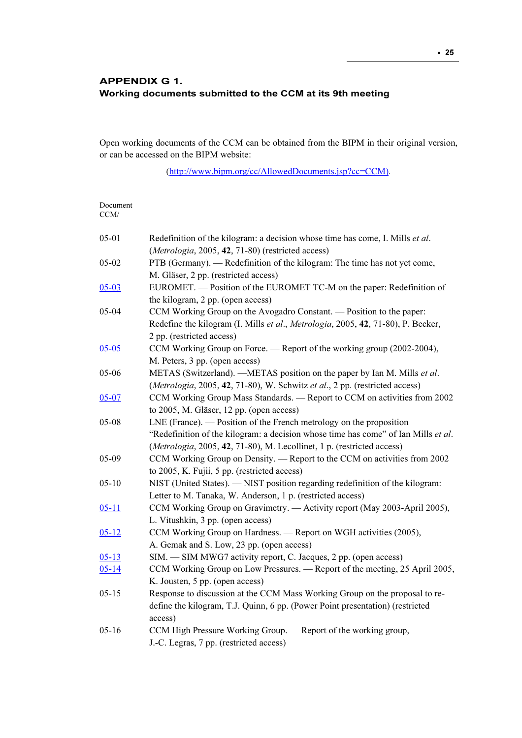## APPENDIX G 1.
## Working documents submitted to the CCM at its 9th meeting

Open working documents of the CCM can be obtained from the BIPM in their original version, or can be accessed on the BIPM website:

(http://www.bipm.org/cc/AllowedDocuments.jsp?cc=CCM).

| Document CCM/ | |
|---|---|
| 05-01 | Redefinition of the kilogram: a decision whose time has come, I. Mills *et al*. (*Metrologia*, 2005, **42**, 71-80) (restricted access) |
| 05-02 | PTB (Germany). — Redefinition of the kilogram: The time has not yet come, M. Gläser, 2 pp. (restricted access) |
| 05-03 | EUROMET. — Position of the EUROMET TC-M on the paper: Redefinition of the kilogram, 2 pp. (open access) |
| 05-04 | CCM Working Group on the Avogadro Constant. — Position to the paper: Redefine the kilogram (I. Mills *et al*., *Metrologia*, 2005, **42**, 71-80), P. Becker, 2 pp. (restricted access) |
| 05-05 | CCM Working Group on Force. — Report of the working group (2002-2004), M. Peters, 3 pp. (open access) |
| 05-06 | METAS (Switzerland). —METAS position on the paper by Ian M. Mills *et al*. (*Metrologia*, 2005, **42**, 71-80), W. Schwitz *et al*., 2 pp. (restricted access) |
| 05-07 | CCM Working Group Mass Standards. — Report to CCM on activities from 2002 to 2005, M. Gläser, 12 pp. (open access) |
| 05-08 | LNE (France). — Position of the French metrology on the proposition "Redefinition of the kilogram: a decision whose time has come" of Ian Mills *et al*. (*Metrologia*, 2005, **42**, 71-80), M. Lecollinet, 1 p. (restricted access) |
| 05-09 | CCM Working Group on Density. — Report to the CCM on activities from 2002 to 2005, K. Fujii, 5 pp. (restricted access) |
| 05-10 | NIST (United States). — NIST position regarding redefinition of the kilogram: Letter to M. Tanaka, W. Anderson, 1 p. (restricted access) |
| 05-11 | CCM Working Group on Gravimetry. — Activity report (May 2003-April 2005), L. Vitushkin, 3 pp. (open access) |
| 05-12 | CCM Working Group on Hardness. — Report on WGH activities (2005), A. Gemak and S. Low, 23 pp. (open access) |
| 05-13 | SIM. — SIM MWG7 activity report, C. Jacques, 2 pp. (open access) |
| 05-14 | CCM Working Group on Low Pressures. — Report of the meeting, 25 April 2005, K. Jousten, 5 pp. (open access) |
| 05-15 | Response to discussion at the CCM Mass Working Group on the proposal to re-define the kilogram, T.J. Quinn, 6 pp. (Power Point presentation) (restricted access) |
| 05-16 | CCM High Pressure Working Group. — Report of the working group, J.-C. Legras, 7 pp. (restricted access) |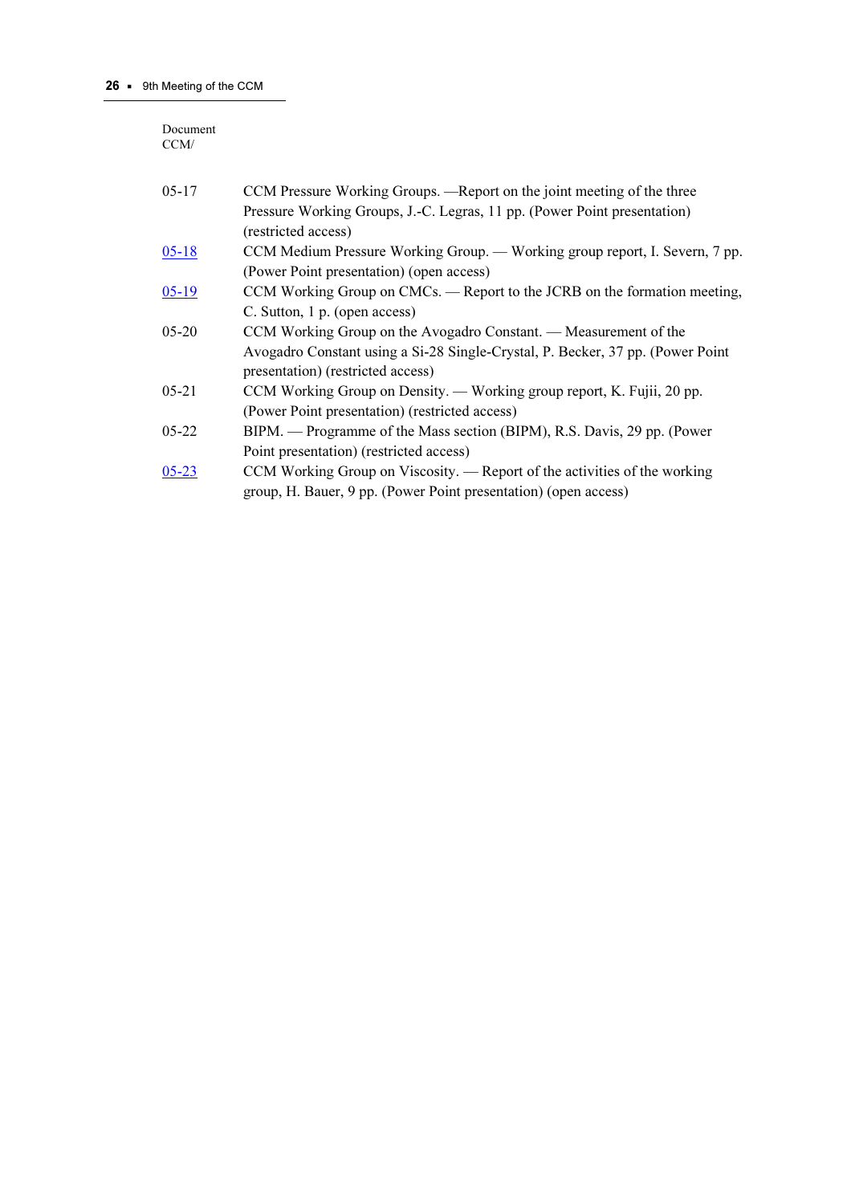Document
CCM/

| | |
|---|---|
| 05-17 | CCM Pressure Working Groups. —Report on the joint meeting of the three Pressure Working Groups, J.-C. Legras, 11 pp. (Power Point presentation) (restricted access) |
| 05-18 | CCM Medium Pressure Working Group. — Working group report, I. Severn, 7 pp. (Power Point presentation) (open access) |
| 05-19 | CCM Working Group on CMCs. — Report to the JCRB on the formation meeting, C. Sutton, 1 p. (open access) |
| 05-20 | CCM Working Group on the Avogadro Constant. — Measurement of the Avogadro Constant using a Si-28 Single-Crystal, P. Becker, 37 pp. (Power Point presentation) (restricted access) |
| 05-21 | CCM Working Group on Density. — Working group report, K. Fujii, 20 pp. (Power Point presentation) (restricted access) |
| 05-22 | BIPM. — Programme of the Mass section (BIPM), R.S. Davis, 29 pp. (Power Point presentation) (restricted access) |
| 05-23 | CCM Working Group on Viscosity. — Report of the activities of the working group, H. Bauer, 9 pp. (Power Point presentation) (open access) |